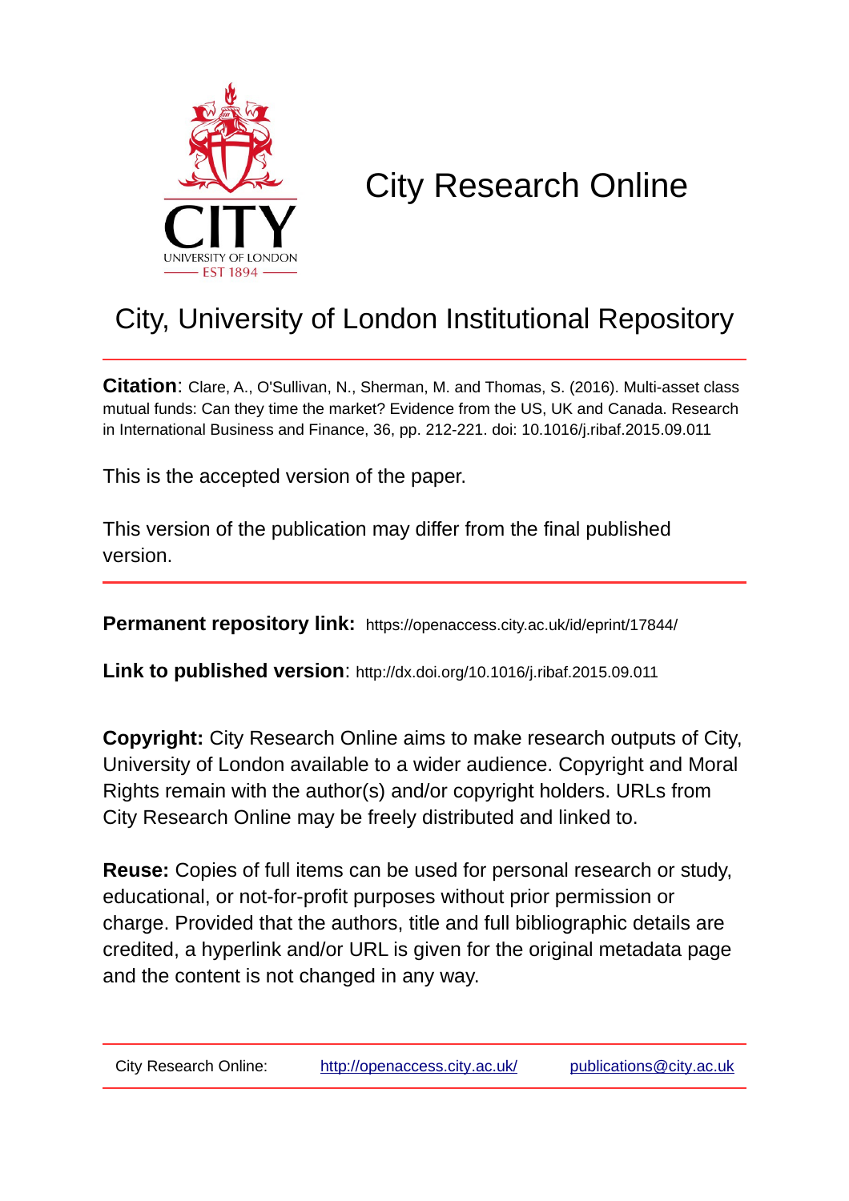# City Research Online

## City, University of London Institutional Repository

**Citation**: Clare, A., O'Sullivan, N., Sherman, M. and Thomas, S. (2016). Multi-asset class mutual funds: Can they time the market? Evidence from the US, UK and Canada. Research in International Business and Finance, 36, pp. 212-221. doi: 10.1016/j.ribaf.2015.09.011

This is the accepted version of the paper.

This version of the publication may differ from the final published version.

**Permanent repository link:** https://openaccess.city.ac.uk/id/eprint/17844/

**Link to published version**: http://dx.doi.org/10.1016/j.ribaf.2015.09.011

**Copyright:** City Research Online aims to make research outputs of City, University of London available to a wider audience. Copyright and Moral Rights remain with the author(s) and/or copyright holders. URLs from City Research Online may be freely distributed and linked to.

**Reuse:** Copies of full items can be used for personal research or study, educational, or not-for-profit purposes without prior permission or charge. Provided that the authors, title and full bibliographic details are credited, a hyperlink and/or URL is given for the original metadata page and the content is not changed in any way.

City Research Online: http://openaccess.city.ac.uk/ publications@city.ac.uk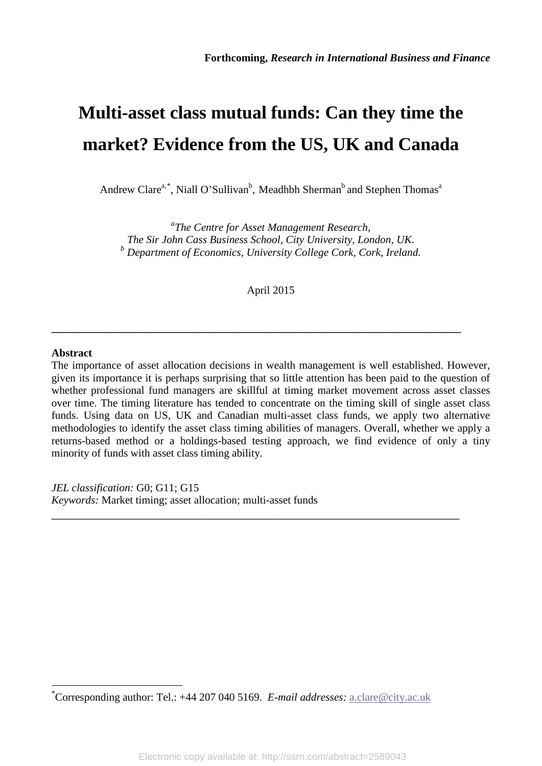**Forthcoming, *Research in International Business and Finance***

# Multi-asset class mutual funds: Can they time the market? Evidence from the US, UK and Canada

Andrew Clare[a,*], Niall O'Sullivan[b], Meadhbh Sherman[b] and Stephen Thomas[a]

[a]*The Centre for Asset Management Research, The Sir John Cass Business School, City University, London, UK.*
[b] *Department of Economics, University College Cork, Cork, Ireland.*

April 2015

---

**Abstract**

The importance of asset allocation decisions in wealth management is well established. However, given its importance it is perhaps surprising that so little attention has been paid to the question of whether professional fund managers are skillful at timing market movement across asset classes over time. The timing literature has tended to concentrate on the timing skill of single asset class funds. Using data on US, UK and Canadian multi-asset class funds, we apply two alternative methodologies to identify the asset class timing abilities of managers. Overall, whether we apply a returns-based method or a holdings-based testing approach, we find evidence of only a tiny minority of funds with asset class timing ability.

*JEL classification:* G0; G11; G15
*Keywords:* Market timing; asset allocation; multi-asset funds

---

[*] Corresponding author: Tel.: +44 207 040 5169. *E-mail addresses:* a.clare@city.ac.uk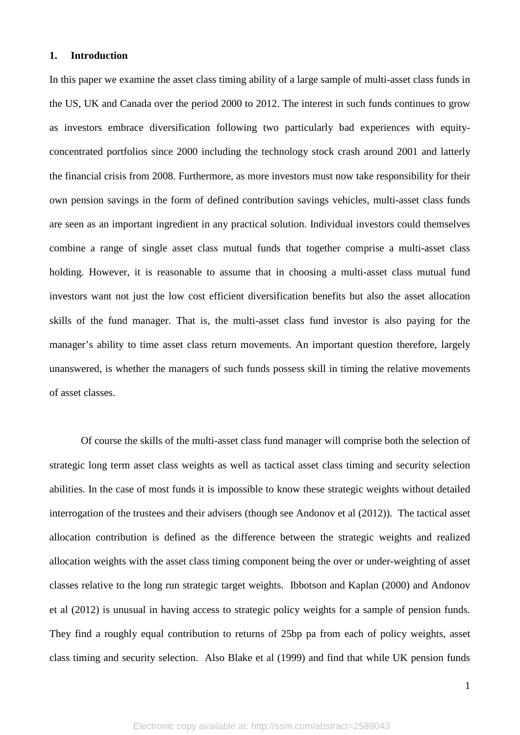## 1. Introduction

In this paper we examine the asset class timing ability of a large sample of multi-asset class funds in the US, UK and Canada over the period 2000 to 2012. The interest in such funds continues to grow as investors embrace diversification following two particularly bad experiences with equity-concentrated portfolios since 2000 including the technology stock crash around 2001 and latterly the financial crisis from 2008. Furthermore, as more investors must now take responsibility for their own pension savings in the form of defined contribution savings vehicles, multi-asset class funds are seen as an important ingredient in any practical solution. Individual investors could themselves combine a range of single asset class mutual funds that together comprise a multi-asset class holding. However, it is reasonable to assume that in choosing a multi-asset class mutual fund investors want not just the low cost efficient diversification benefits but also the asset allocation skills of the fund manager. That is, the multi-asset class fund investor is also paying for the manager's ability to time asset class return movements. An important question therefore, largely unanswered, is whether the managers of such funds possess skill in timing the relative movements of asset classes.

Of course the skills of the multi-asset class fund manager will comprise both the selection of strategic long term asset class weights as well as tactical asset class timing and security selection abilities. In the case of most funds it is impossible to know these strategic weights without detailed interrogation of the trustees and their advisers (though see Andonov et al (2012)). The tactical asset allocation contribution is defined as the difference between the strategic weights and realized allocation weights with the asset class timing component being the over or under-weighting of asset classes relative to the long run strategic target weights. Ibbotson and Kaplan (2000) and Andonov et al (2012) is unusual in having access to strategic policy weights for a sample of pension funds. They find a roughly equal contribution to returns of 25bp pa from each of policy weights, asset class timing and security selection. Also Blake et al (1999) and find that while UK pension funds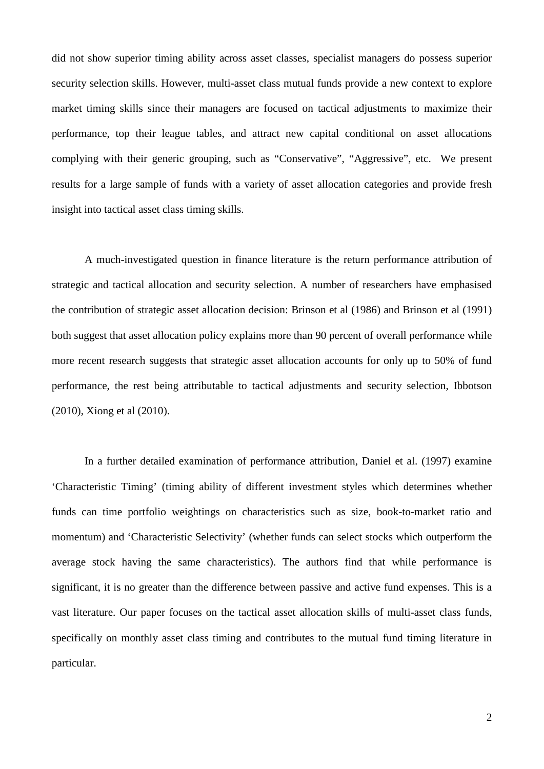did not show superior timing ability across asset classes, specialist managers do possess superior security selection skills. However, multi-asset class mutual funds provide a new context to explore market timing skills since their managers are focused on tactical adjustments to maximize their performance, top their league tables, and attract new capital conditional on asset allocations complying with their generic grouping, such as "Conservative", "Aggressive", etc. We present results for a large sample of funds with a variety of asset allocation categories and provide fresh insight into tactical asset class timing skills.

A much-investigated question in finance literature is the return performance attribution of strategic and tactical allocation and security selection. A number of researchers have emphasised the contribution of strategic asset allocation decision: Brinson et al (1986) and Brinson et al (1991) both suggest that asset allocation policy explains more than 90 percent of overall performance while more recent research suggests that strategic asset allocation accounts for only up to 50% of fund performance, the rest being attributable to tactical adjustments and security selection, Ibbotson (2010), Xiong et al (2010).

In a further detailed examination of performance attribution, Daniel et al. (1997) examine 'Characteristic Timing' (timing ability of different investment styles which determines whether funds can time portfolio weightings on characteristics such as size, book-to-market ratio and momentum) and 'Characteristic Selectivity' (whether funds can select stocks which outperform the average stock having the same characteristics). The authors find that while performance is significant, it is no greater than the difference between passive and active fund expenses. This is a vast literature. Our paper focuses on the tactical asset allocation skills of multi-asset class funds, specifically on monthly asset class timing and contributes to the mutual fund timing literature in particular.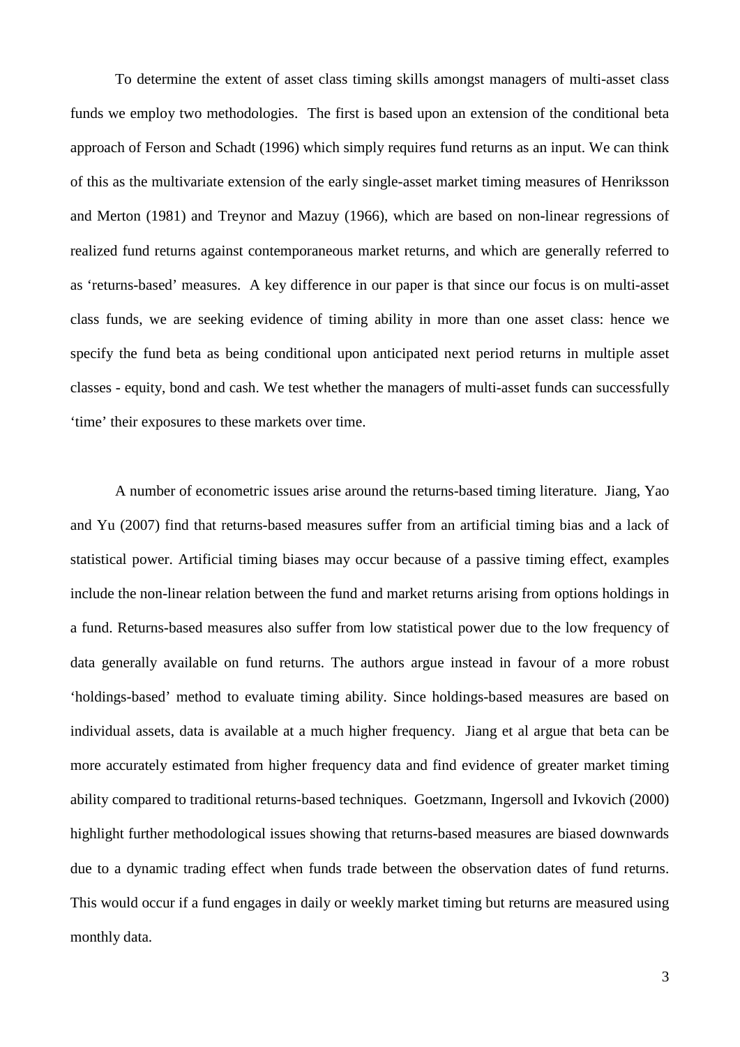To determine the extent of asset class timing skills amongst managers of multi-asset class funds we employ two methodologies. The first is based upon an extension of the conditional beta approach of Ferson and Schadt (1996) which simply requires fund returns as an input. We can think of this as the multivariate extension of the early single-asset market timing measures of Henriksson and Merton (1981) and Treynor and Mazuy (1966), which are based on non-linear regressions of realized fund returns against contemporaneous market returns, and which are generally referred to as 'returns-based' measures. A key difference in our paper is that since our focus is on multi-asset class funds, we are seeking evidence of timing ability in more than one asset class: hence we specify the fund beta as being conditional upon anticipated next period returns in multiple asset classes - equity, bond and cash. We test whether the managers of multi-asset funds can successfully 'time' their exposures to these markets over time.

A number of econometric issues arise around the returns-based timing literature. Jiang, Yao and Yu (2007) find that returns-based measures suffer from an artificial timing bias and a lack of statistical power. Artificial timing biases may occur because of a passive timing effect, examples include the non-linear relation between the fund and market returns arising from options holdings in a fund. Returns-based measures also suffer from low statistical power due to the low frequency of data generally available on fund returns. The authors argue instead in favour of a more robust 'holdings-based' method to evaluate timing ability. Since holdings-based measures are based on individual assets, data is available at a much higher frequency. Jiang et al argue that beta can be more accurately estimated from higher frequency data and find evidence of greater market timing ability compared to traditional returns-based techniques. Goetzmann, Ingersoll and Ivkovich (2000) highlight further methodological issues showing that returns-based measures are biased downwards due to a dynamic trading effect when funds trade between the observation dates of fund returns. This would occur if a fund engages in daily or weekly market timing but returns are measured using monthly data.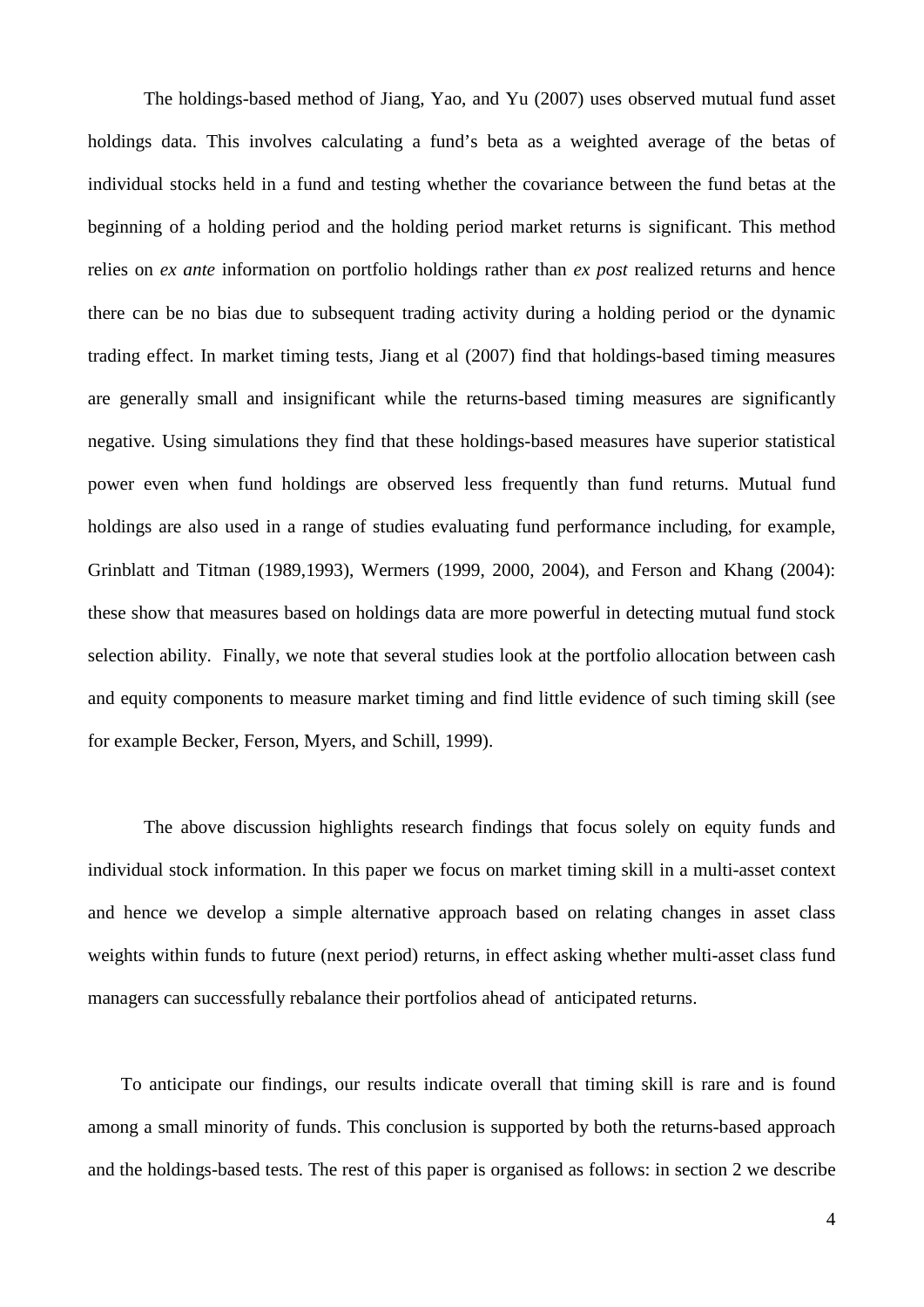The holdings-based method of Jiang, Yao, and Yu (2007) uses observed mutual fund asset holdings data. This involves calculating a fund's beta as a weighted average of the betas of individual stocks held in a fund and testing whether the covariance between the fund betas at the beginning of a holding period and the holding period market returns is significant. This method relies on *ex ante* information on portfolio holdings rather than *ex post* realized returns and hence there can be no bias due to subsequent trading activity during a holding period or the dynamic trading effect. In market timing tests, Jiang et al (2007) find that holdings-based timing measures are generally small and insignificant while the returns-based timing measures are significantly negative. Using simulations they find that these holdings-based measures have superior statistical power even when fund holdings are observed less frequently than fund returns. Mutual fund holdings are also used in a range of studies evaluating fund performance including, for example, Grinblatt and Titman (1989,1993), Wermers (1999, 2000, 2004), and Ferson and Khang (2004): these show that measures based on holdings data are more powerful in detecting mutual fund stock selection ability. Finally, we note that several studies look at the portfolio allocation between cash and equity components to measure market timing and find little evidence of such timing skill (see for example Becker, Ferson, Myers, and Schill, 1999).

The above discussion highlights research findings that focus solely on equity funds and individual stock information. In this paper we focus on market timing skill in a multi-asset context and hence we develop a simple alternative approach based on relating changes in asset class weights within funds to future (next period) returns, in effect asking whether multi-asset class fund managers can successfully rebalance their portfolios ahead of anticipated returns.

To anticipate our findings, our results indicate overall that timing skill is rare and is found among a small minority of funds. This conclusion is supported by both the returns-based approach and the holdings-based tests. The rest of this paper is organised as follows: in section 2 we describe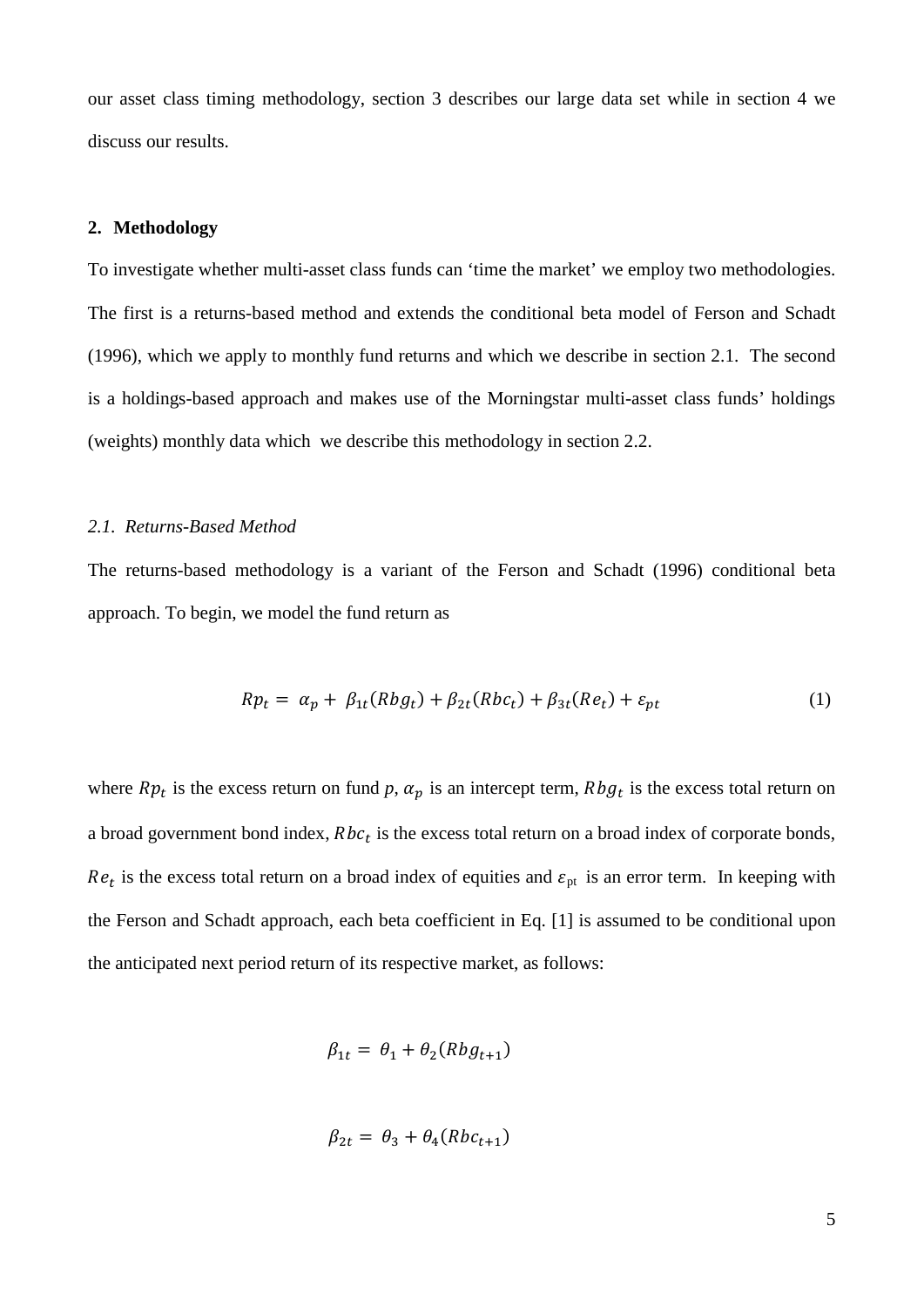our asset class timing methodology, section 3 describes our large data set while in section 4 we discuss our results.

## 2. Methodology

To investigate whether multi-asset class funds can 'time the market' we employ two methodologies. The first is a returns-based method and extends the conditional beta model of Ferson and Schadt (1996), which we apply to monthly fund returns and which we describe in section 2.1. The second is a holdings-based approach and makes use of the Morningstar multi-asset class funds' holdings (weights) monthly data which we describe this methodology in section 2.2.

### *2.1. Returns-Based Method*

The returns-based methodology is a variant of the Ferson and Schadt (1996) conditional beta approach. To begin, we model the fund return as

$$Rp_t = \alpha_p + \beta_{1t}(Rbg_t) + \beta_{2t}(Rbc_t) + \beta_{3t}(Re_t) + \varepsilon_{pt} \quad (1)$$

where $Rp_t$ is the excess return on fund $p$, $\alpha_p$ is an intercept term, $Rbg_t$ is the excess total return on a broad government bond index, $Rbc_t$ is the excess total return on a broad index of corporate bonds, $Re_t$ is the excess total return on a broad index of equities and $\varepsilon_{pt}$ is an error term. In keeping with the Ferson and Schadt approach, each beta coefficient in Eq. [1] is assumed to be conditional upon the anticipated next period return of its respective market, as follows:

$$\beta_{1t} = \theta_1 + \theta_2(Rbg_{t+1})$$

$$\beta_{2t} = \theta_3 + \theta_4(Rbc_{t+1})$$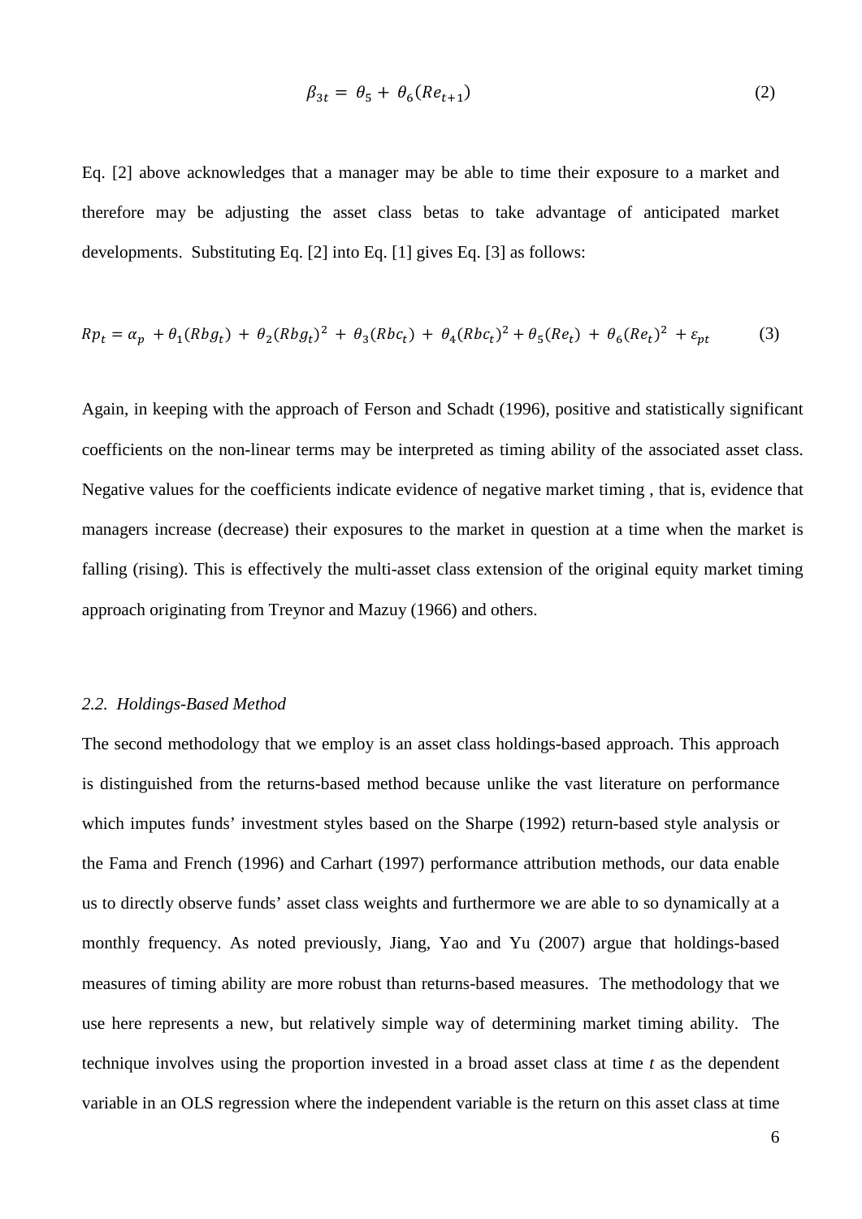$$\beta_{3t} = \theta_5 + \theta_6(Re_{t+1}) \tag{2}$$

Eq. [2] above acknowledges that a manager may be able to time their exposure to a market and therefore may be adjusting the asset class betas to take advantage of anticipated market developments. Substituting Eq. [2] into Eq. [1] gives Eq. [3] as follows:

$$Rp_t = \alpha_p + \theta_1(Rbg_t) + \theta_2(Rbg_t)^2 + \theta_3(Rbc_t) + \theta_4(Rbc_t)^2 + \theta_5(Re_t) + \theta_6(Re_t)^2 + \varepsilon_{pt} \tag{3}$$

Again, in keeping with the approach of Ferson and Schadt (1996), positive and statistically significant coefficients on the non-linear terms may be interpreted as timing ability of the associated asset class. Negative values for the coefficients indicate evidence of negative market timing , that is, evidence that managers increase (decrease) their exposures to the market in question at a time when the market is falling (rising). This is effectively the multi-asset class extension of the original equity market timing approach originating from Treynor and Mazuy (1966) and others.

### *2.2. Holdings-Based Method*

The second methodology that we employ is an asset class holdings-based approach. This approach is distinguished from the returns-based method because unlike the vast literature on performance which imputes funds' investment styles based on the Sharpe (1992) return-based style analysis or the Fama and French (1996) and Carhart (1997) performance attribution methods, our data enable us to directly observe funds' asset class weights and furthermore we are able to so dynamically at a monthly frequency. As noted previously, Jiang, Yao and Yu (2007) argue that holdings-based measures of timing ability are more robust than returns-based measures. The methodology that we use here represents a new, but relatively simple way of determining market timing ability. The technique involves using the proportion invested in a broad asset class at time *t* as the dependent variable in an OLS regression where the independent variable is the return on this asset class at time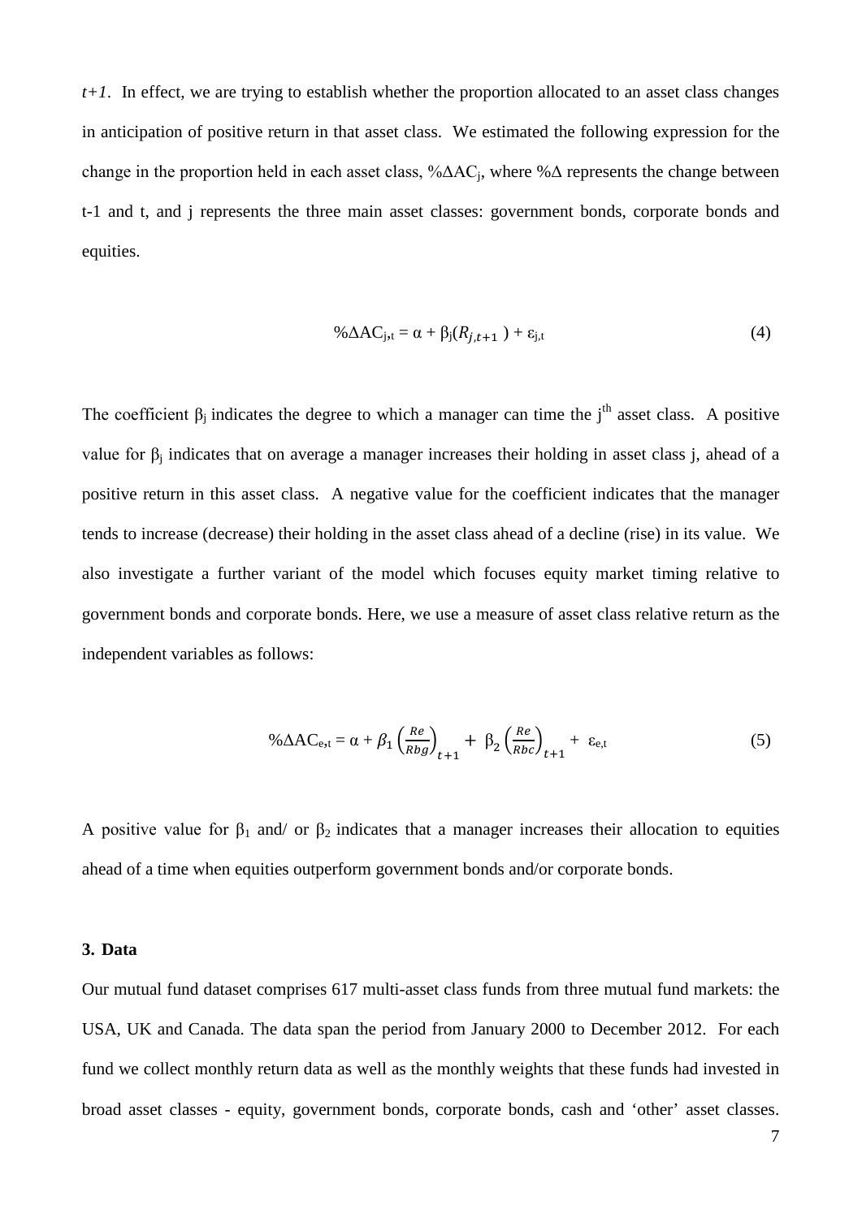*t+1*. In effect, we are trying to establish whether the proportion allocated to an asset class changes in anticipation of positive return in that asset class. We estimated the following expression for the change in the proportion held in each asset class, $\%\Delta AC_j$, where $\%\Delta$ represents the change between t-1 and t, and j represents the three main asset classes: government bonds, corporate bonds and equities.

$$\%\Delta AC_{j,t} = \alpha + \beta_j(R_{j,t+1}) + \varepsilon_{j,t} \tag{4}$$

The coefficient $\beta_j$ indicates the degree to which a manager can time the j[th] asset class. A positive value for $\beta_j$ indicates that on average a manager increases their holding in asset class j, ahead of a positive return in this asset class. A negative value for the coefficient indicates that the manager tends to increase (decrease) their holding in the asset class ahead of a decline (rise) in its value. We also investigate a further variant of the model which focuses equity market timing relative to government bonds and corporate bonds. Here, we use a measure of asset class relative return as the independent variables as follows:

$$\%\Delta AC_{e,t} = \alpha + \beta_1\left(\frac{Re}{Rbg}\right)_{t+1} + \beta_2\left(\frac{Re}{Rbc}\right)_{t+1} + \varepsilon_{e,t} \tag{5}$$

A positive value for $\beta_1$ and/ or $\beta_2$ indicates that a manager increases their allocation to equities ahead of a time when equities outperform government bonds and/or corporate bonds.

## 3. Data

Our mutual fund dataset comprises 617 multi-asset class funds from three mutual fund markets: the USA, UK and Canada. The data span the period from January 2000 to December 2012. For each fund we collect monthly return data as well as the monthly weights that these funds had invested in broad asset classes - equity, government bonds, corporate bonds, cash and 'other' asset classes.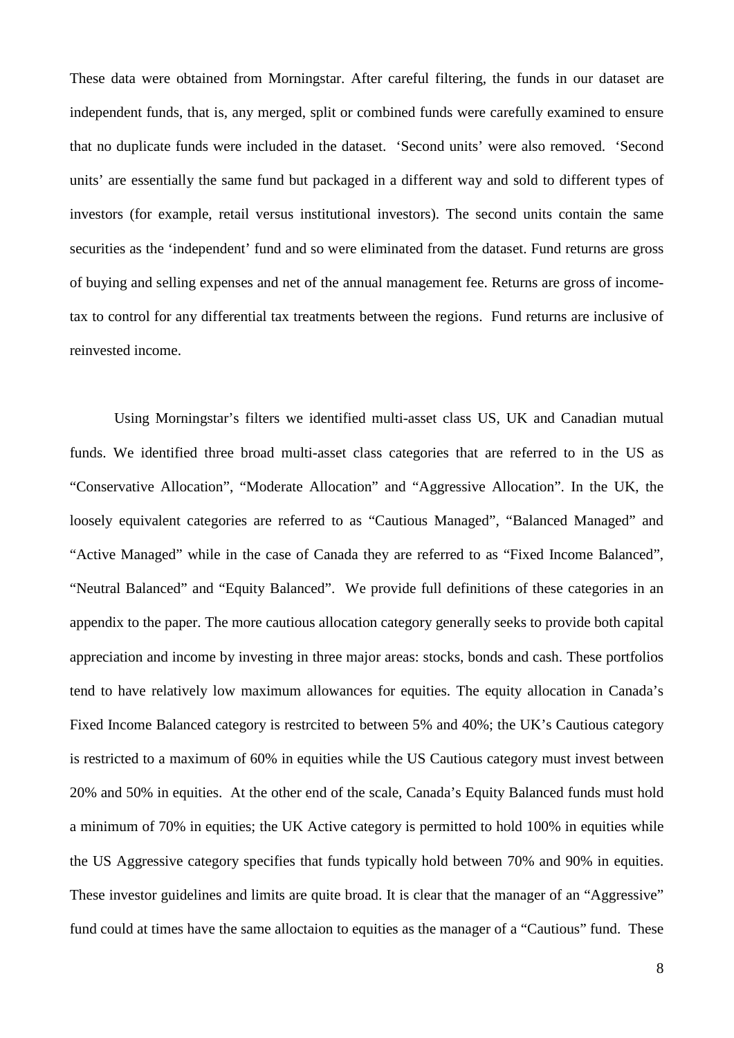These data were obtained from Morningstar. After careful filtering, the funds in our dataset are independent funds, that is, any merged, split or combined funds were carefully examined to ensure that no duplicate funds were included in the dataset. 'Second units' were also removed. 'Second units' are essentially the same fund but packaged in a different way and sold to different types of investors (for example, retail versus institutional investors). The second units contain the same securities as the 'independent' fund and so were eliminated from the dataset. Fund returns are gross of buying and selling expenses and net of the annual management fee. Returns are gross of income-tax to control for any differential tax treatments between the regions. Fund returns are inclusive of reinvested income.

Using Morningstar's filters we identified multi-asset class US, UK and Canadian mutual funds. We identified three broad multi-asset class categories that are referred to in the US as "Conservative Allocation", "Moderate Allocation" and "Aggressive Allocation". In the UK, the loosely equivalent categories are referred to as "Cautious Managed", "Balanced Managed" and "Active Managed" while in the case of Canada they are referred to as "Fixed Income Balanced", "Neutral Balanced" and "Equity Balanced". We provide full definitions of these categories in an appendix to the paper. The more cautious allocation category generally seeks to provide both capital appreciation and income by investing in three major areas: stocks, bonds and cash. These portfolios tend to have relatively low maximum allowances for equities. The equity allocation in Canada's Fixed Income Balanced category is restrcited to between 5% and 40%; the UK's Cautious category is restricted to a maximum of 60% in equities while the US Cautious category must invest between 20% and 50% in equities. At the other end of the scale, Canada's Equity Balanced funds must hold a minimum of 70% in equities; the UK Active category is permitted to hold 100% in equities while the US Aggressive category specifies that funds typically hold between 70% and 90% in equities. These investor guidelines and limits are quite broad. It is clear that the manager of an "Aggressive" fund could at times have the same alloctaion to equities as the manager of a "Cautious" fund. These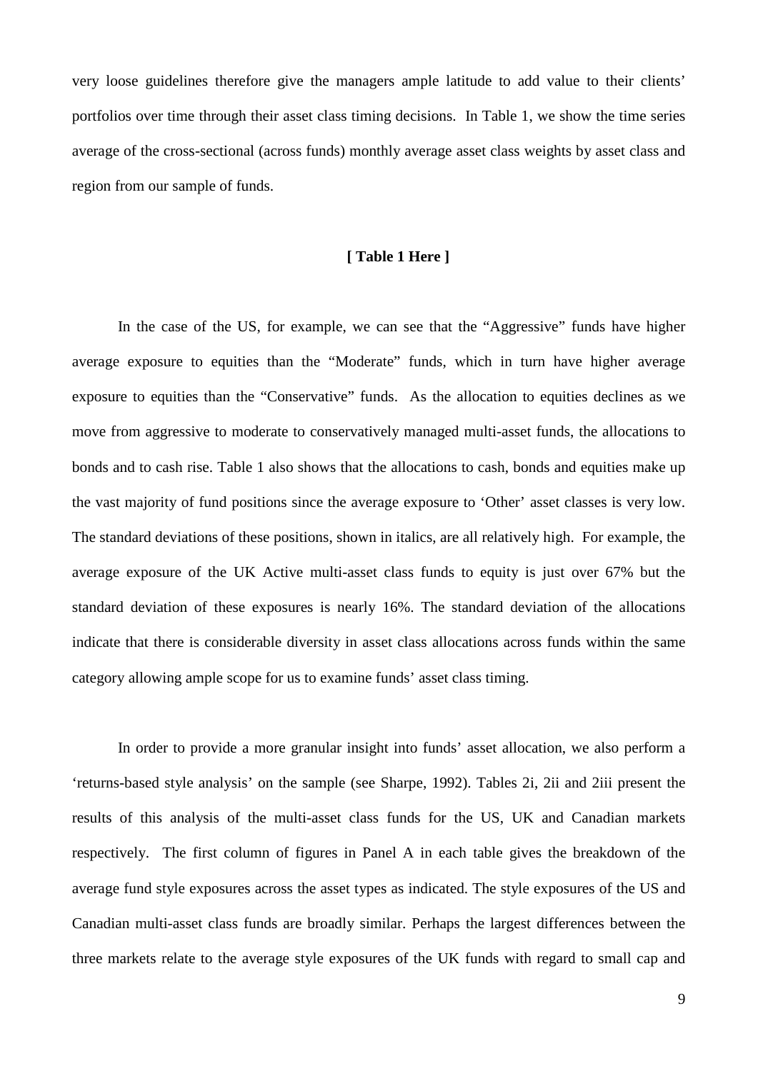very loose guidelines therefore give the managers ample latitude to add value to their clients' portfolios over time through their asset class timing decisions. In Table 1, we show the time series average of the cross-sectional (across funds) monthly average asset class weights by asset class and region from our sample of funds.

**[ Table 1 Here ]**

In the case of the US, for example, we can see that the "Aggressive" funds have higher average exposure to equities than the "Moderate" funds, which in turn have higher average exposure to equities than the "Conservative" funds. As the allocation to equities declines as we move from aggressive to moderate to conservatively managed multi-asset funds, the allocations to bonds and to cash rise. Table 1 also shows that the allocations to cash, bonds and equities make up the vast majority of fund positions since the average exposure to 'Other' asset classes is very low. The standard deviations of these positions, shown in italics, are all relatively high. For example, the average exposure of the UK Active multi-asset class funds to equity is just over 67% but the standard deviation of these exposures is nearly 16%. The standard deviation of the allocations indicate that there is considerable diversity in asset class allocations across funds within the same category allowing ample scope for us to examine funds' asset class timing.

In order to provide a more granular insight into funds' asset allocation, we also perform a 'returns-based style analysis' on the sample (see Sharpe, 1992). Tables 2i, 2ii and 2iii present the results of this analysis of the multi-asset class funds for the US, UK and Canadian markets respectively. The first column of figures in Panel A in each table gives the breakdown of the average fund style exposures across the asset types as indicated. The style exposures of the US and Canadian multi-asset class funds are broadly similar. Perhaps the largest differences between the three markets relate to the average style exposures of the UK funds with regard to small cap and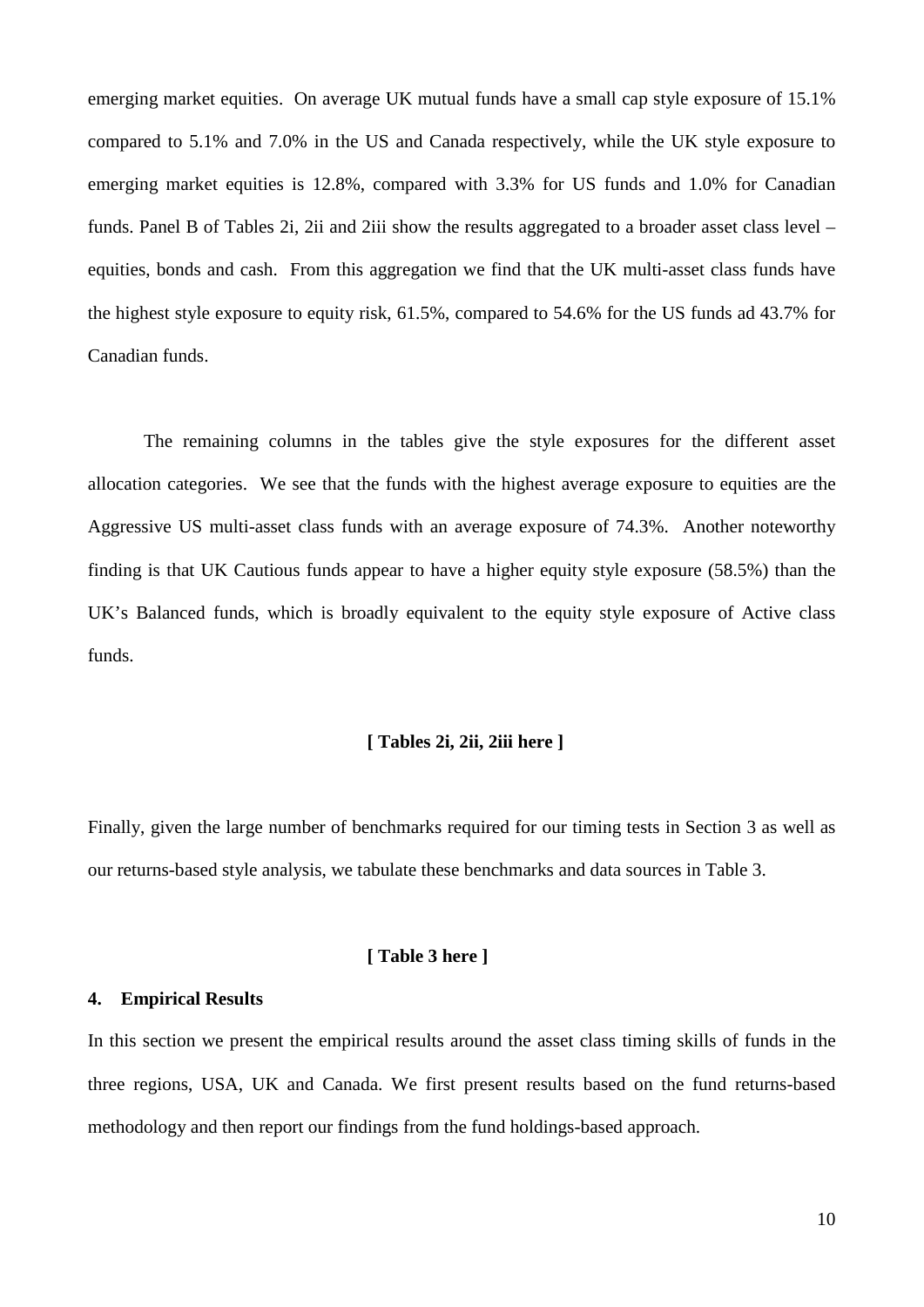emerging market equities. On average UK mutual funds have a small cap style exposure of 15.1% compared to 5.1% and 7.0% in the US and Canada respectively, while the UK style exposure to emerging market equities is 12.8%, compared with 3.3% for US funds and 1.0% for Canadian funds. Panel B of Tables 2i, 2ii and 2iii show the results aggregated to a broader asset class level – equities, bonds and cash. From this aggregation we find that the UK multi-asset class funds have the highest style exposure to equity risk, 61.5%, compared to 54.6% for the US funds ad 43.7% for Canadian funds.

The remaining columns in the tables give the style exposures for the different asset allocation categories. We see that the funds with the highest average exposure to equities are the Aggressive US multi-asset class funds with an average exposure of 74.3%. Another noteworthy finding is that UK Cautious funds appear to have a higher equity style exposure (58.5%) than the UK's Balanced funds, which is broadly equivalent to the equity style exposure of Active class funds.

**[ Tables 2i, 2ii, 2iii here ]**

Finally, given the large number of benchmarks required for our timing tests in Section 3 as well as our returns-based style analysis, we tabulate these benchmarks and data sources in Table 3.

**[ Table 3 here ]**

## 4. Empirical Results

In this section we present the empirical results around the asset class timing skills of funds in the three regions, USA, UK and Canada. We first present results based on the fund returns-based methodology and then report our findings from the fund holdings-based approach.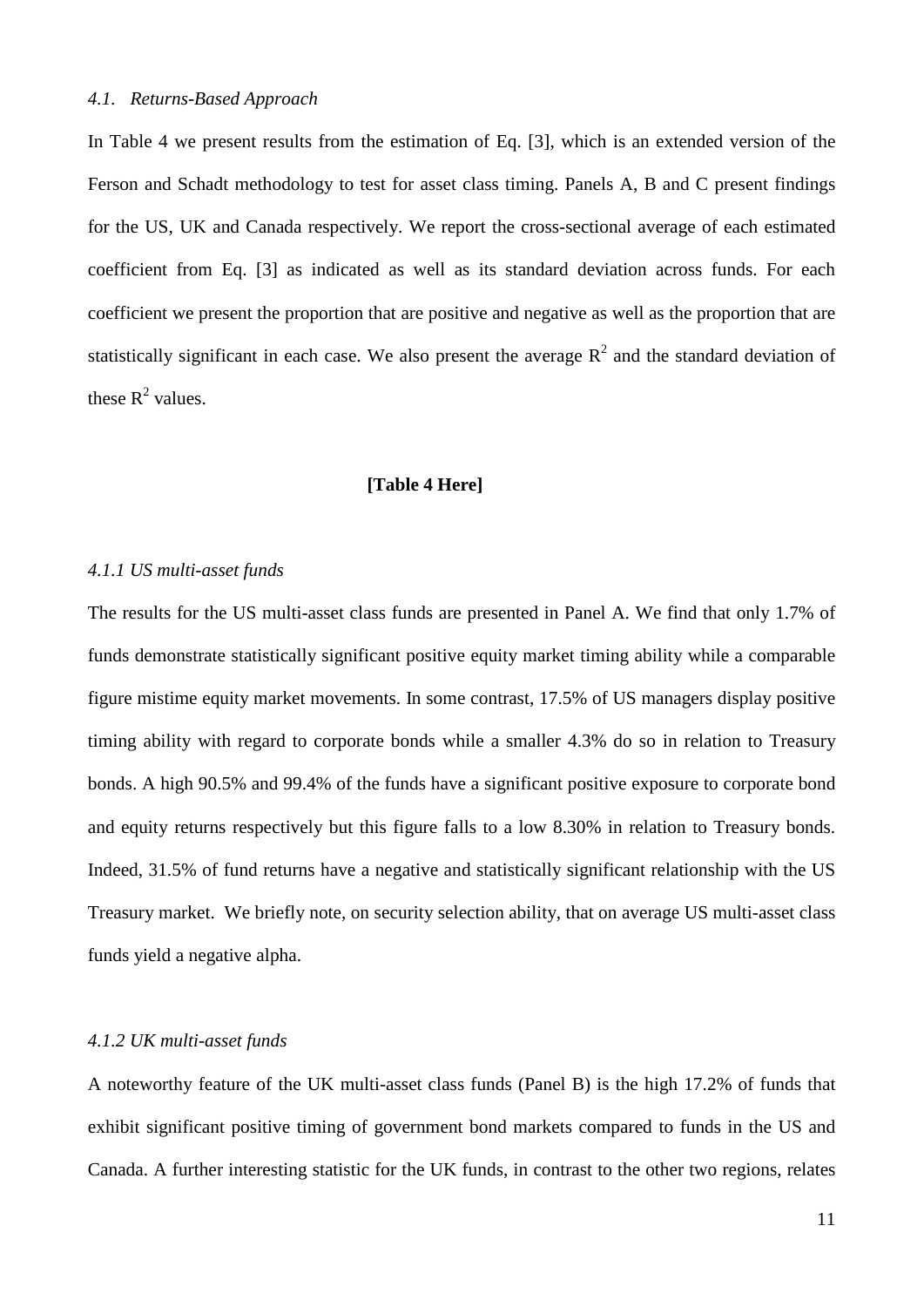### *4.1. Returns-Based Approach*

In Table 4 we present results from the estimation of Eq. [3], which is an extended version of the Ferson and Schadt methodology to test for asset class timing. Panels A, B and C present findings for the US, UK and Canada respectively. We report the cross-sectional average of each estimated coefficient from Eq. [3] as indicated as well as its standard deviation across funds. For each coefficient we present the proportion that are positive and negative as well as the proportion that are statistically significant in each case. We also present the average $R^2$ and the standard deviation of these $R^2$ values.

**[Table 4 Here]**

#### *4.1.1 US multi-asset funds*

The results for the US multi-asset class funds are presented in Panel A. We find that only 1.7% of funds demonstrate statistically significant positive equity market timing ability while a comparable figure mistime equity market movements. In some contrast, 17.5% of US managers display positive timing ability with regard to corporate bonds while a smaller 4.3% do so in relation to Treasury bonds. A high 90.5% and 99.4% of the funds have a significant positive exposure to corporate bond and equity returns respectively but this figure falls to a low 8.30% in relation to Treasury bonds. Indeed, 31.5% of fund returns have a negative and statistically significant relationship with the US Treasury market. We briefly note, on security selection ability, that on average US multi-asset class funds yield a negative alpha.

#### *4.1.2 UK multi-asset funds*

A noteworthy feature of the UK multi-asset class funds (Panel B) is the high 17.2% of funds that exhibit significant positive timing of government bond markets compared to funds in the US and Canada. A further interesting statistic for the UK funds, in contrast to the other two regions, relates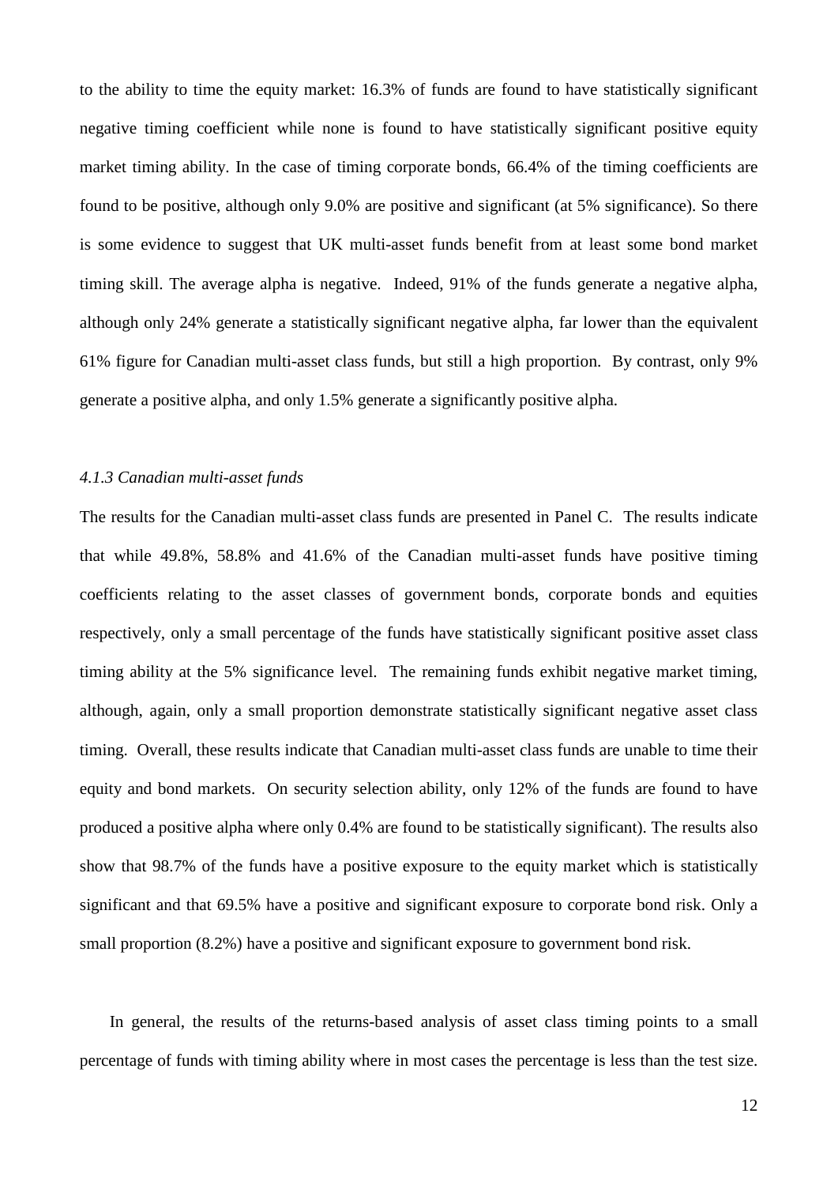to the ability to time the equity market: 16.3% of funds are found to have statistically significant negative timing coefficient while none is found to have statistically significant positive equity market timing ability. In the case of timing corporate bonds, 66.4% of the timing coefficients are found to be positive, although only 9.0% are positive and significant (at 5% significance). So there is some evidence to suggest that UK multi-asset funds benefit from at least some bond market timing skill. The average alpha is negative. Indeed, 91% of the funds generate a negative alpha, although only 24% generate a statistically significant negative alpha, far lower than the equivalent 61% figure for Canadian multi-asset class funds, but still a high proportion. By contrast, only 9% generate a positive alpha, and only 1.5% generate a significantly positive alpha.

*4.1.3 Canadian multi-asset funds*

The results for the Canadian multi-asset class funds are presented in Panel C. The results indicate that while 49.8%, 58.8% and 41.6% of the Canadian multi-asset funds have positive timing coefficients relating to the asset classes of government bonds, corporate bonds and equities respectively, only a small percentage of the funds have statistically significant positive asset class timing ability at the 5% significance level. The remaining funds exhibit negative market timing, although, again, only a small proportion demonstrate statistically significant negative asset class timing. Overall, these results indicate that Canadian multi-asset class funds are unable to time their equity and bond markets. On security selection ability, only 12% of the funds are found to have produced a positive alpha where only 0.4% are found to be statistically significant). The results also show that 98.7% of the funds have a positive exposure to the equity market which is statistically significant and that 69.5% have a positive and significant exposure to corporate bond risk. Only a small proportion (8.2%) have a positive and significant exposure to government bond risk.

In general, the results of the returns-based analysis of asset class timing points to a small percentage of funds with timing ability where in most cases the percentage is less than the test size.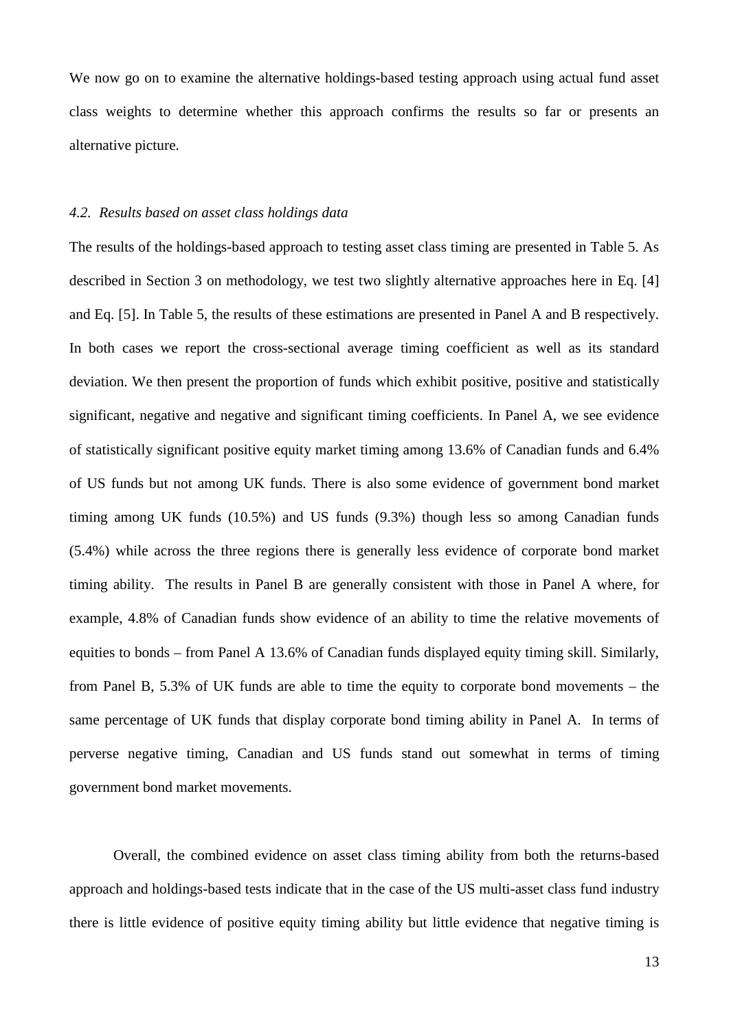We now go on to examine the alternative holdings-based testing approach using actual fund asset class weights to determine whether this approach confirms the results so far or presents an alternative picture.

### *4.2. Results based on asset class holdings data*

The results of the holdings-based approach to testing asset class timing are presented in Table 5. As described in Section 3 on methodology, we test two slightly alternative approaches here in Eq. [4] and Eq. [5]. In Table 5, the results of these estimations are presented in Panel A and B respectively. In both cases we report the cross-sectional average timing coefficient as well as its standard deviation. We then present the proportion of funds which exhibit positive, positive and statistically significant, negative and negative and significant timing coefficients. In Panel A, we see evidence of statistically significant positive equity market timing among 13.6% of Canadian funds and 6.4% of US funds but not among UK funds. There is also some evidence of government bond market timing among UK funds (10.5%) and US funds (9.3%) though less so among Canadian funds (5.4%) while across the three regions there is generally less evidence of corporate bond market timing ability. The results in Panel B are generally consistent with those in Panel A where, for example, 4.8% of Canadian funds show evidence of an ability to time the relative movements of equities to bonds – from Panel A 13.6% of Canadian funds displayed equity timing skill. Similarly, from Panel B, 5.3% of UK funds are able to time the equity to corporate bond movements – the same percentage of UK funds that display corporate bond timing ability in Panel A. In terms of perverse negative timing, Canadian and US funds stand out somewhat in terms of timing government bond market movements.

Overall, the combined evidence on asset class timing ability from both the returns-based approach and holdings-based tests indicate that in the case of the US multi-asset class fund industry there is little evidence of positive equity timing ability but little evidence that negative timing is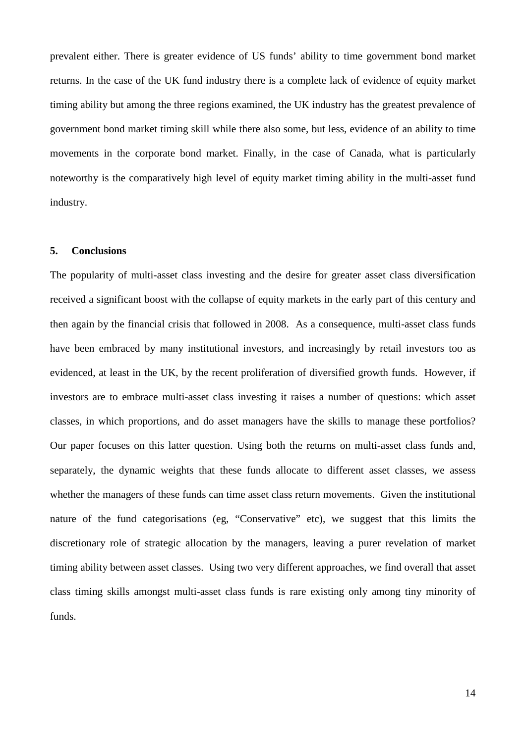prevalent either. There is greater evidence of US funds' ability to time government bond market returns. In the case of the UK fund industry there is a complete lack of evidence of equity market timing ability but among the three regions examined, the UK industry has the greatest prevalence of government bond market timing skill while there also some, but less, evidence of an ability to time movements in the corporate bond market. Finally, in the case of Canada, what is particularly noteworthy is the comparatively high level of equity market timing ability in the multi-asset fund industry.

## 5. Conclusions

The popularity of multi-asset class investing and the desire for greater asset class diversification received a significant boost with the collapse of equity markets in the early part of this century and then again by the financial crisis that followed in 2008. As a consequence, multi-asset class funds have been embraced by many institutional investors, and increasingly by retail investors too as evidenced, at least in the UK, by the recent proliferation of diversified growth funds. However, if investors are to embrace multi-asset class investing it raises a number of questions: which asset classes, in which proportions, and do asset managers have the skills to manage these portfolios? Our paper focuses on this latter question. Using both the returns on multi-asset class funds and, separately, the dynamic weights that these funds allocate to different asset classes, we assess whether the managers of these funds can time asset class return movements. Given the institutional nature of the fund categorisations (eg, "Conservative" etc), we suggest that this limits the discretionary role of strategic allocation by the managers, leaving a purer revelation of market timing ability between asset classes. Using two very different approaches, we find overall that asset class timing skills amongst multi-asset class funds is rare existing only among tiny minority of funds.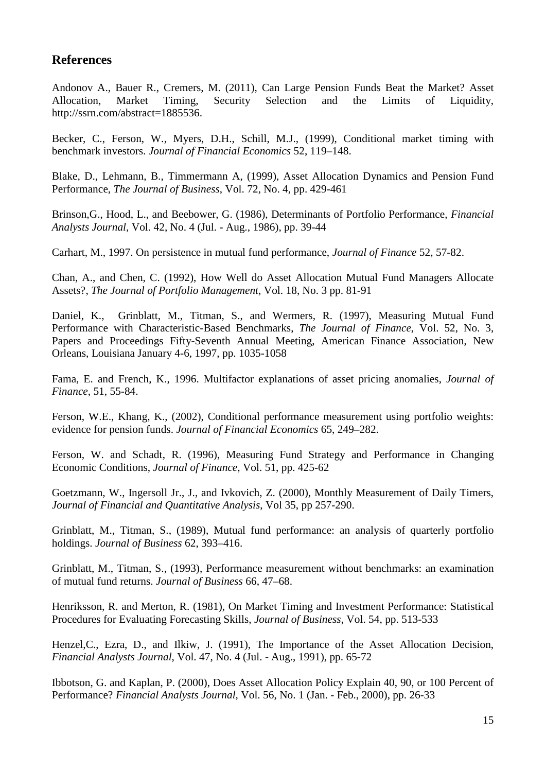## References

Andonov A., Bauer R., Cremers, M. (2011), Can Large Pension Funds Beat the Market? Asset Allocation, Market Timing, Security Selection and the Limits of Liquidity, http://ssrn.com/abstract=1885536.

Becker, C., Ferson, W., Myers, D.H., Schill, M.J., (1999), Conditional market timing with benchmark investors. *Journal of Financial Economics* 52, 119–148.

Blake, D., Lehmann, B., Timmermann A, (1999), Asset Allocation Dynamics and Pension Fund Performance, *The Journal of Business*, Vol. 72, No. 4, pp. 429-461

Brinson,G., Hood, L., and Beebower, G. (1986), Determinants of Portfolio Performance, *Financial Analysts Journal*, Vol. 42, No. 4 (Jul. - Aug., 1986), pp. 39-44

Carhart, M., 1997. On persistence in mutual fund performance, *Journal of Finance* 52, 57-82.

Chan, A., and Chen, C. (1992), How Well do Asset Allocation Mutual Fund Managers Allocate Assets?, *The Journal of Portfolio Management*, Vol. 18, No. 3 pp. 81-91

Daniel, K., Grinblatt, M., Titman, S., and Wermers, R. (1997), Measuring Mutual Fund Performance with Characteristic-Based Benchmarks, *The Journal of Finance*, Vol. 52, No. 3, Papers and Proceedings Fifty-Seventh Annual Meeting, American Finance Association, New Orleans, Louisiana January 4-6, 1997, pp. 1035-1058

Fama, E. and French, K., 1996. Multifactor explanations of asset pricing anomalies, *Journal of Finance*, 51, 55-84.

Ferson, W.E., Khang, K., (2002), Conditional performance measurement using portfolio weights: evidence for pension funds. *Journal of Financial Economics* 65, 249–282.

Ferson, W. and Schadt, R. (1996), Measuring Fund Strategy and Performance in Changing Economic Conditions, *Journal of Finance*, Vol. 51, pp. 425-62

Goetzmann, W., Ingersoll Jr., J., and Ivkovich, Z. (2000), Monthly Measurement of Daily Timers, *Journal of Financial and Quantitative Analysis*, Vol 35, pp 257-290.

Grinblatt, M., Titman, S., (1989), Mutual fund performance: an analysis of quarterly portfolio holdings. *Journal of Business* 62, 393–416.

Grinblatt, M., Titman, S., (1993), Performance measurement without benchmarks: an examination of mutual fund returns. *Journal of Business* 66, 47–68.

Henriksson, R. and Merton, R. (1981), On Market Timing and Investment Performance: Statistical Procedures for Evaluating Forecasting Skills, *Journal of Business*, Vol. 54, pp. 513-533

Henzel,C., Ezra, D., and Ilkiw, J. (1991), The Importance of the Asset Allocation Decision, *Financial Analysts Journal*, Vol. 47, No. 4 (Jul. - Aug., 1991), pp. 65-72

Ibbotson, G. and Kaplan, P. (2000), Does Asset Allocation Policy Explain 40, 90, or 100 Percent of Performance? *Financial Analysts Journal*, Vol. 56, No. 1 (Jan. - Feb., 2000), pp. 26-33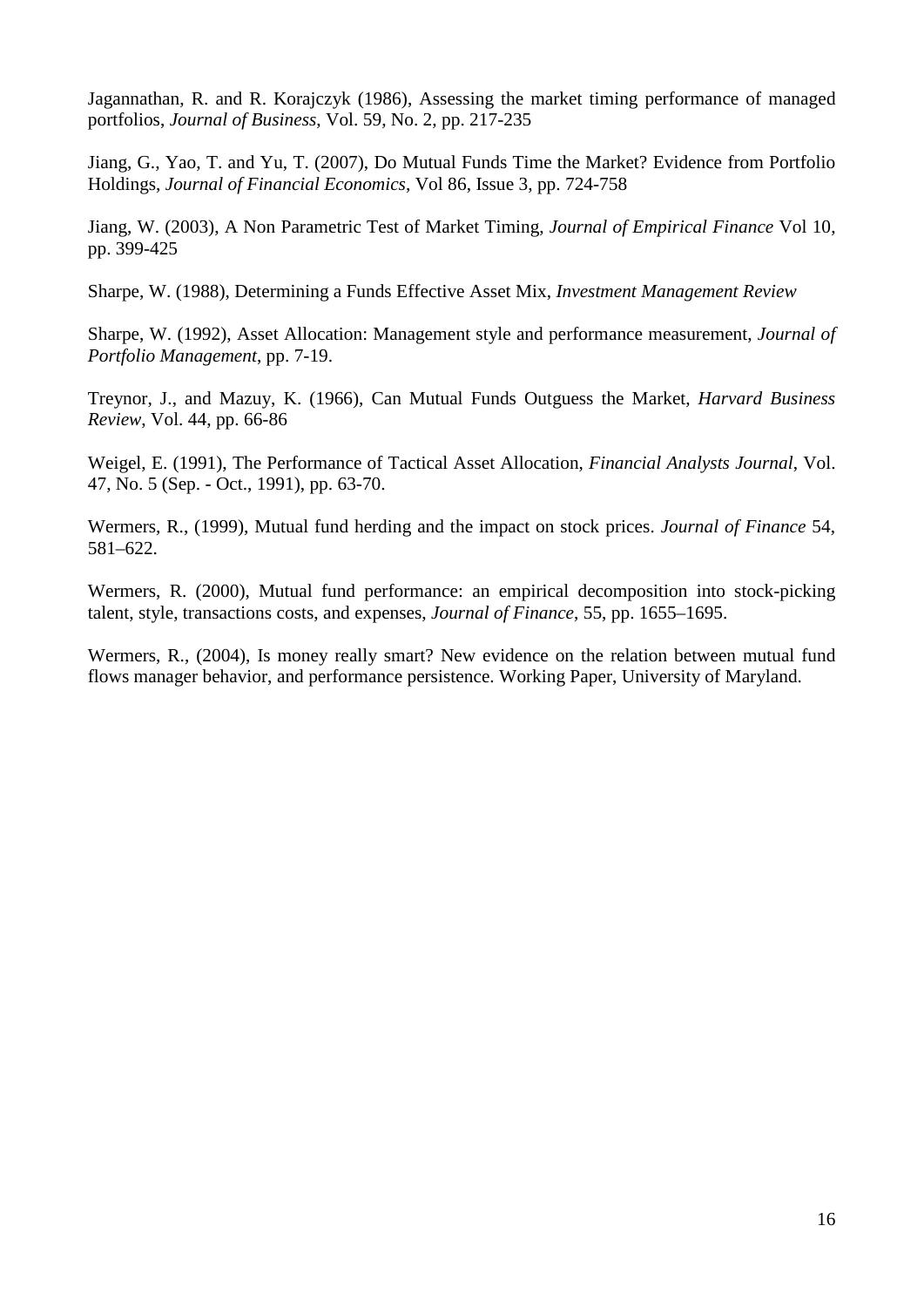Jagannathan, R. and R. Korajczyk (1986), Assessing the market timing performance of managed portfolios, *Journal of Business*, Vol. 59, No. 2, pp. 217-235

Jiang, G., Yao, T. and Yu, T. (2007), Do Mutual Funds Time the Market? Evidence from Portfolio Holdings, *Journal of Financial Economics*, Vol 86, Issue 3, pp. 724-758

Jiang, W. (2003), A Non Parametric Test of Market Timing, *Journal of Empirical Finance* Vol 10, pp. 399-425

Sharpe, W. (1988), Determining a Funds Effective Asset Mix, *Investment Management Review*

Sharpe, W. (1992), Asset Allocation: Management style and performance measurement, *Journal of Portfolio Management*, pp. 7-19.

Treynor, J., and Mazuy, K. (1966), Can Mutual Funds Outguess the Market, *Harvard Business Review*, Vol. 44, pp. 66-86

Weigel, E. (1991), The Performance of Tactical Asset Allocation, *Financial Analysts Journal*, Vol. 47, No. 5 (Sep. - Oct., 1991), pp. 63-70.

Wermers, R., (1999), Mutual fund herding and the impact on stock prices. *Journal of Finance* 54, 581–622.

Wermers, R. (2000), Mutual fund performance: an empirical decomposition into stock-picking talent, style, transactions costs, and expenses, *Journal of Finance*, 55, pp. 1655–1695.

Wermers, R., (2004), Is money really smart? New evidence on the relation between mutual fund flows manager behavior, and performance persistence. Working Paper, University of Maryland.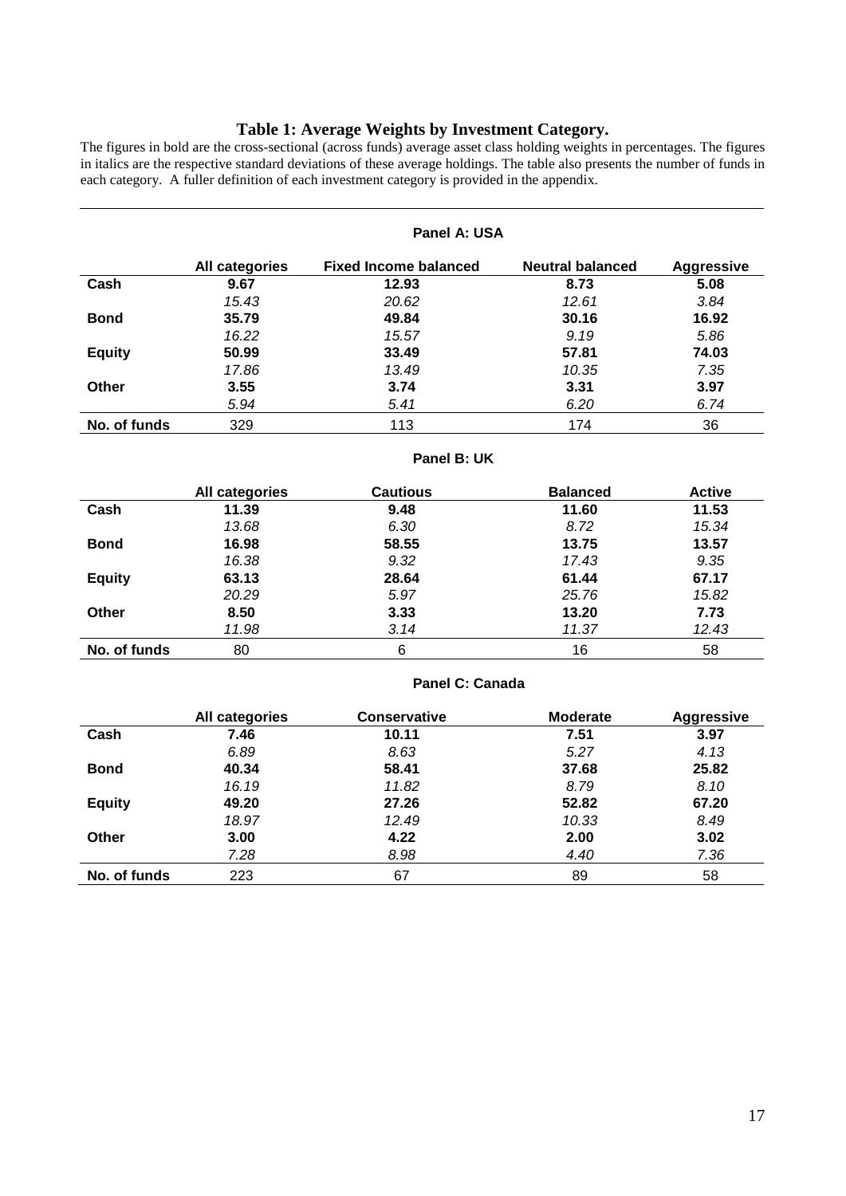# Table 1: Average Weights by Investment Category.

The figures in bold are the cross-sectional (across funds) average asset class holding weights in percentages. The figures in italics are the respective standard deviations of these average holdings. The table also presents the number of funds in each category. A fuller definition of each investment category is provided in the appendix.

**Panel A: USA**

| | All categories | Fixed Income balanced | Neutral balanced | Aggressive |
|---|---|---|---|---|
| **Cash** | **9.67** | **12.93** | **8.73** | **5.08** |
| | *15.43* | *20.62* | *12.61* | *3.84* |
| **Bond** | **35.79** | **49.84** | **30.16** | **16.92** |
| | *16.22* | *15.57* | *9.19* | *5.86* |
| **Equity** | **50.99** | **33.49** | **57.81** | **74.03** |
| | *17.86* | *13.49* | *10.35* | *7.35* |
| **Other** | **3.55** | **3.74** | **3.31** | **3.97** |
| | *5.94* | *5.41* | *6.20* | *6.74* |
| **No. of funds** | 329 | 113 | 174 | 36 |

**Panel B: UK**

| | All categories | Cautious | Balanced | Active |
|---|---|---|---|---|
| **Cash** | **11.39** | **9.48** | **11.60** | **11.53** |
| | *13.68* | *6.30* | *8.72* | *15.34* |
| **Bond** | **16.98** | **58.55** | **13.75** | **13.57** |
| | *16.38* | *9.32* | *17.43* | *9.35* |
| **Equity** | **63.13** | **28.64** | **61.44** | **67.17** |
| | *20.29* | *5.97* | *25.76* | *15.82* |
| **Other** | **8.50** | **3.33** | **13.20** | **7.73** |
| | *11.98* | *3.14* | *11.37* | *12.43* |
| **No. of funds** | 80 | 6 | 16 | 58 |

**Panel C: Canada**

| | All categories | Conservative | Moderate | Aggressive |
|---|---|---|---|---|
| **Cash** | **7.46** | **10.11** | **7.51** | **3.97** |
| | *6.89* | *8.63* | *5.27* | *4.13* |
| **Bond** | **40.34** | **58.41** | **37.68** | **25.82** |
| | *16.19* | *11.82* | *8.79* | *8.10* |
| **Equity** | **49.20** | **27.26** | **52.82** | **67.20** |
| | *18.97* | *12.49* | *10.33* | *8.49* |
| **Other** | **3.00** | **4.22** | **2.00** | **3.02** |
| | *7.28* | *8.98* | *4.40* | *7.36* |
| **No. of funds** | 223 | 67 | 89 | 58 |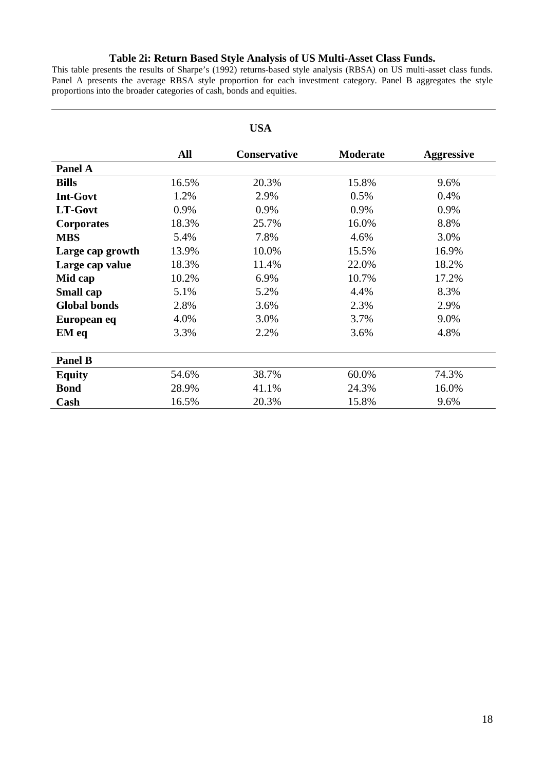**Table 2i: Return Based Style Analysis of US Multi-Asset Class Funds.**

This table presents the results of Sharpe's (1992) returns-based style analysis (RBSA) on US multi-asset class funds. Panel A presents the average RBSA style proportion for each investment category. Panel B aggregates the style proportions into the broader categories of cash, bonds and equities.

| | USA | | | |
|---|---|---|---|---|
| | **All** | **Conservative** | **Moderate** | **Aggressive** |
| **Panel A** | | | | |
| **Bills** | 16.5% | 20.3% | 15.8% | 9.6% |
| **Int-Govt** | 1.2% | 2.9% | 0.5% | 0.4% |
| **LT-Govt** | 0.9% | 0.9% | 0.9% | 0.9% |
| **Corporates** | 18.3% | 25.7% | 16.0% | 8.8% |
| **MBS** | 5.4% | 7.8% | 4.6% | 3.0% |
| **Large cap growth** | 13.9% | 10.0% | 15.5% | 16.9% |
| **Large cap value** | 18.3% | 11.4% | 22.0% | 18.2% |
| **Mid cap** | 10.2% | 6.9% | 10.7% | 17.2% |
| **Small cap** | 5.1% | 5.2% | 4.4% | 8.3% |
| **Global bonds** | 2.8% | 3.6% | 2.3% | 2.9% |
| **European eq** | 4.0% | 3.0% | 3.7% | 9.0% |
| **EM eq** | 3.3% | 2.2% | 3.6% | 4.8% |
| **Panel B** | | | | |
| **Equity** | 54.6% | 38.7% | 60.0% | 74.3% |
| **Bond** | 28.9% | 41.1% | 24.3% | 16.0% |
| **Cash** | 16.5% | 20.3% | 15.8% | 9.6% |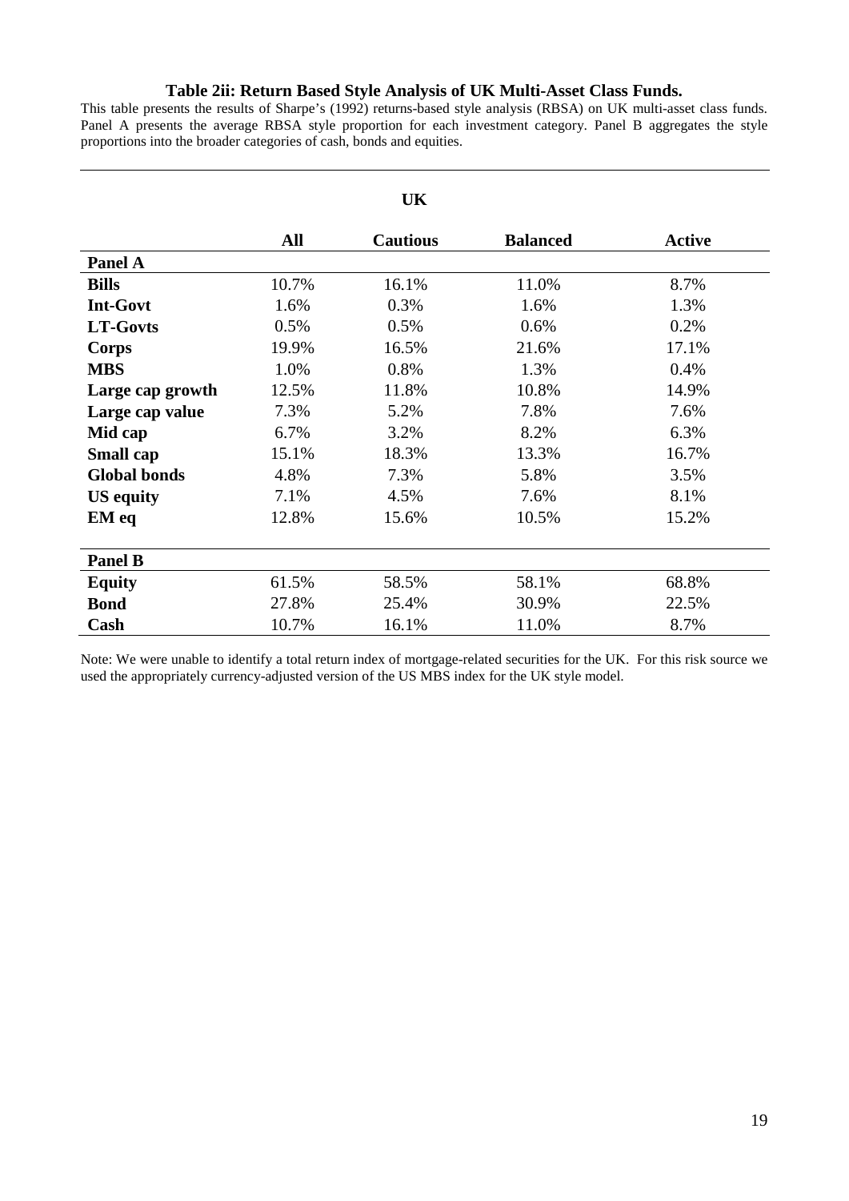### Table 2ii: Return Based Style Analysis of UK Multi-Asset Class Funds.

This table presents the results of Sharpe's (1992) returns-based style analysis (RBSA) on UK multi-asset class funds. Panel A presents the average RBSA style proportion for each investment category. Panel B aggregates the style proportions into the broader categories of cash, bonds and equities.

| | UK | | | |
|---|---|---|---|---|
| | **All** | **Cautious** | **Balanced** | **Active** |
| **Panel A** | | | | |
| **Bills** | 10.7% | 16.1% | 11.0% | 8.7% |
| **Int-Govt** | 1.6% | 0.3% | 1.6% | 1.3% |
| **LT-Govts** | 0.5% | 0.5% | 0.6% | 0.2% |
| **Corps** | 19.9% | 16.5% | 21.6% | 17.1% |
| **MBS** | 1.0% | 0.8% | 1.3% | 0.4% |
| **Large cap growth** | 12.5% | 11.8% | 10.8% | 14.9% |
| **Large cap value** | 7.3% | 5.2% | 7.8% | 7.6% |
| **Mid cap** | 6.7% | 3.2% | 8.2% | 6.3% |
| **Small cap** | 15.1% | 18.3% | 13.3% | 16.7% |
| **Global bonds** | 4.8% | 7.3% | 5.8% | 3.5% |
| **US equity** | 7.1% | 4.5% | 7.6% | 8.1% |
| **EM eq** | 12.8% | 15.6% | 10.5% | 15.2% |
| **Panel B** | | | | |
| **Equity** | 61.5% | 58.5% | 58.1% | 68.8% |
| **Bond** | 27.8% | 25.4% | 30.9% | 22.5% |
| **Cash** | 10.7% | 16.1% | 11.0% | 8.7% |

Note: We were unable to identify a total return index of mortgage-related securities for the UK. For this risk source we used the appropriately currency-adjusted version of the US MBS index for the UK style model.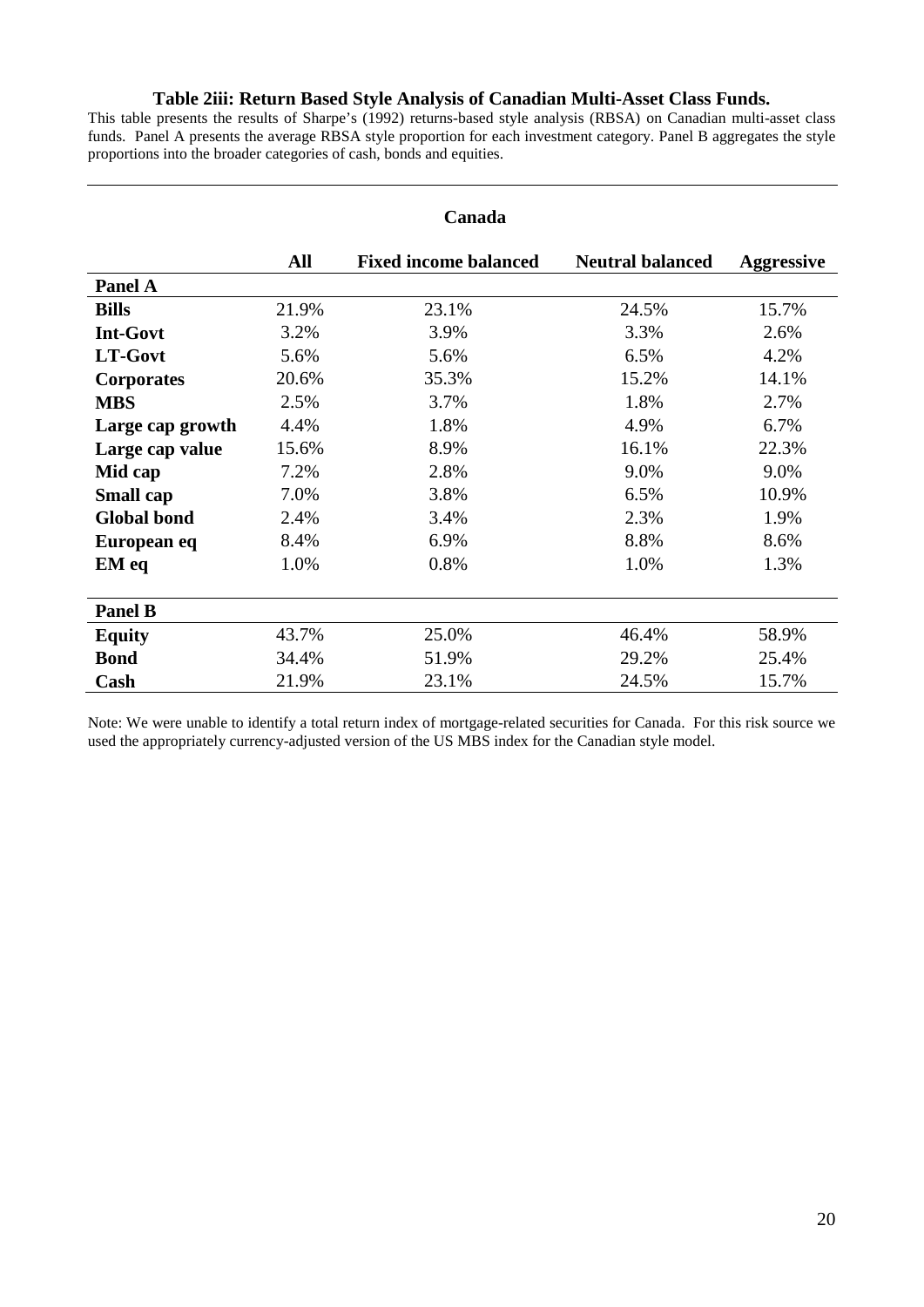### Table 2iii: Return Based Style Analysis of Canadian Multi-Asset Class Funds.

This table presents the results of Sharpe's (1992) returns-based style analysis (RBSA) on Canadian multi-asset class funds. Panel A presents the average RBSA style proportion for each investment category. Panel B aggregates the style proportions into the broader categories of cash, bonds and equities.

| | Canada | | | |
|---|---|---|---|---|
| | **All** | **Fixed income balanced** | **Neutral balanced** | **Aggressive** |
| **Panel A** | | | | |
| **Bills** | 21.9% | 23.1% | 24.5% | 15.7% |
| **Int-Govt** | 3.2% | 3.9% | 3.3% | 2.6% |
| **LT-Govt** | 5.6% | 5.6% | 6.5% | 4.2% |
| **Corporates** | 20.6% | 35.3% | 15.2% | 14.1% |
| **MBS** | 2.5% | 3.7% | 1.8% | 2.7% |
| **Large cap growth** | 4.4% | 1.8% | 4.9% | 6.7% |
| **Large cap value** | 15.6% | 8.9% | 16.1% | 22.3% |
| **Mid cap** | 7.2% | 2.8% | 9.0% | 9.0% |
| **Small cap** | 7.0% | 3.8% | 6.5% | 10.9% |
| **Global bond** | 2.4% | 3.4% | 2.3% | 1.9% |
| **European eq** | 8.4% | 6.9% | 8.8% | 8.6% |
| **EM eq** | 1.0% | 0.8% | 1.0% | 1.3% |
| **Panel B** | | | | |
| **Equity** | 43.7% | 25.0% | 46.4% | 58.9% |
| **Bond** | 34.4% | 51.9% | 29.2% | 25.4% |
| **Cash** | 21.9% | 23.1% | 24.5% | 15.7% |

Note: We were unable to identify a total return index of mortgage-related securities for Canada. For this risk source we used the appropriately currency-adjusted version of the US MBS index for the Canadian style model.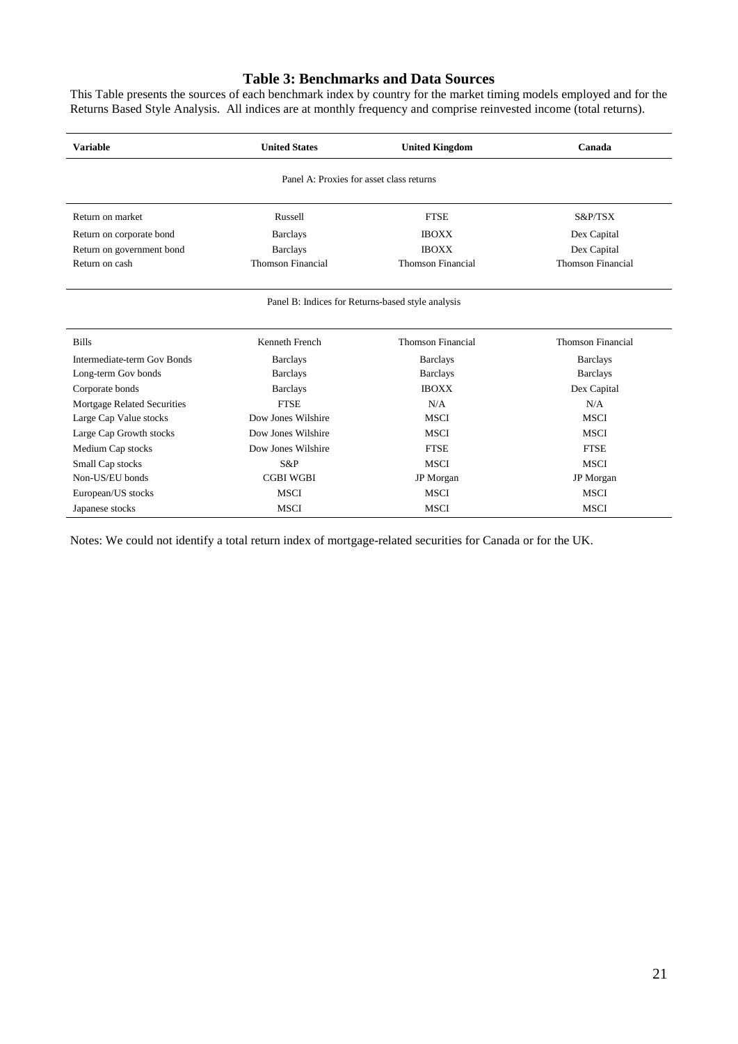### Table 3: Benchmarks and Data Sources

This Table presents the sources of each benchmark index by country for the market timing models employed and for the Returns Based Style Analysis. All indices are at monthly frequency and comprise reinvested income (total returns).

| Variable | United States | United Kingdom | Canada |
|---|---|---|---|
| Panel A: Proxies for asset class returns | | | |
| Return on market | Russell | FTSE | S&P/TSX |
| Return on corporate bond | Barclays | IBOXX | Dex Capital |
| Return on government bond | Barclays | IBOXX | Dex Capital |
| Return on cash | Thomson Financial | Thomson Financial | Thomson Financial |
| Panel B: Indices for Returns-based style analysis | | | |
| Bills | Kenneth French | Thomson Financial | Thomson Financial |
| Intermediate-term Gov Bonds | Barclays | Barclays | Barclays |
| Long-term Gov bonds | Barclays | Barclays | Barclays |
| Corporate bonds | Barclays | IBOXX | Dex Capital |
| Mortgage Related Securities | FTSE | N/A | N/A |
| Large Cap Value stocks | Dow Jones Wilshire | MSCI | MSCI |
| Large Cap Growth stocks | Dow Jones Wilshire | MSCI | MSCI |
| Medium Cap stocks | Dow Jones Wilshire | FTSE | FTSE |
| Small Cap stocks | S&P | MSCI | MSCI |
| Non-US/EU bonds | CGBI WGBI | JP Morgan | JP Morgan |
| European/US stocks | MSCI | MSCI | MSCI |
| Japanese stocks | MSCI | MSCI | MSCI |

Notes: We could not identify a total return index of mortgage-related securities for Canada or for the UK.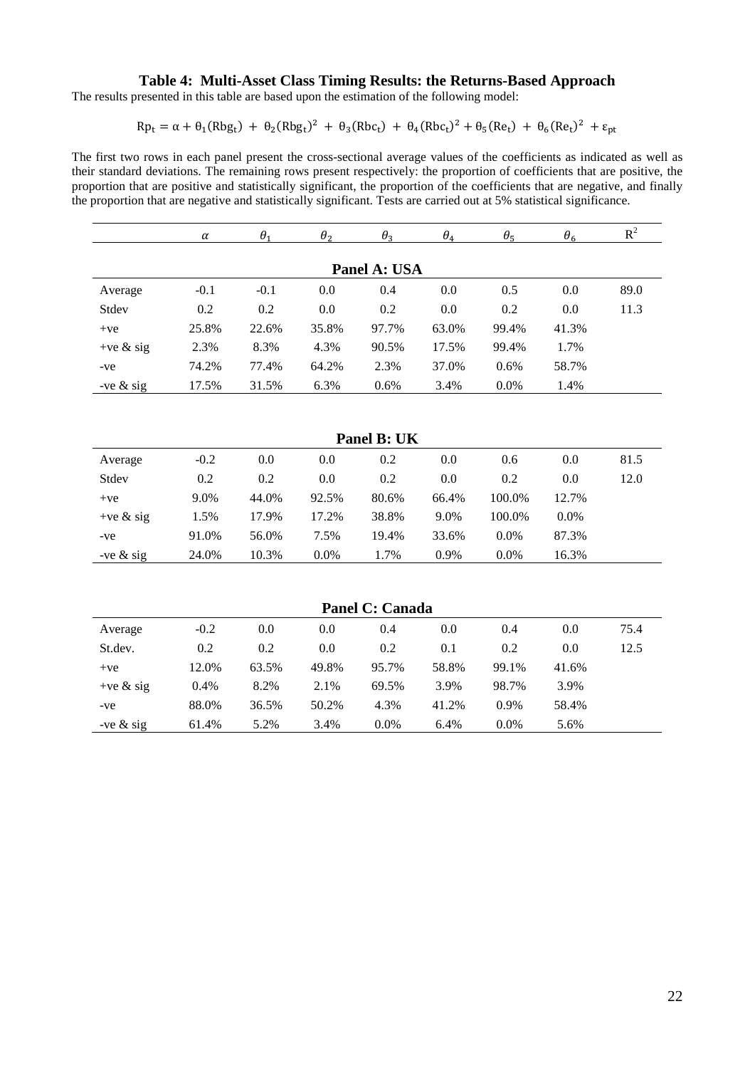### Table 4: Multi-Asset Class Timing Results: the Returns-Based Approach

The results presented in this table are based upon the estimation of the following model:

$$Rp_t = \alpha + \theta_1(Rbg_t) + \theta_2(Rbg_t)^2 + \theta_3(Rbc_t) + \theta_4(Rbc_t)^2 + \theta_5(Re_t) + \theta_6(Re_t)^2 + \varepsilon_{pt}$$

The first two rows in each panel present the cross-sectional average values of the coefficients as indicated as well as their standard deviations. The remaining rows present respectively: the proportion of coefficients that are positive, the proportion that are positive and statistically significant, the proportion of the coefficients that are negative, and finally the proportion that are negative and statistically significant. Tests are carried out at 5% statistical significance.

| | $\alpha$ | $\theta_1$ | $\theta_2$ | $\theta_3$ | $\theta_4$ | $\theta_5$ | $\theta_6$ | $R^2$ |
|---|---|---|---|---|---|---|---|---|
| **Panel A: USA** | | | | | | | | |
| Average | -0.1 | -0.1 | 0.0 | 0.4 | 0.0 | 0.5 | 0.0 | 89.0 |
| Stdev | 0.2 | 0.2 | 0.0 | 0.2 | 0.0 | 0.2 | 0.0 | 11.3 |
| +ve | 25.8% | 22.6% | 35.8% | 97.7% | 63.0% | 99.4% | 41.3% | |
| +ve & sig | 2.3% | 8.3% | 4.3% | 90.5% | 17.5% | 99.4% | 1.7% | |
| -ve | 74.2% | 77.4% | 64.2% | 2.3% | 37.0% | 0.6% | 58.7% | |
| -ve & sig | 17.5% | 31.5% | 6.3% | 0.6% | 3.4% | 0.0% | 1.4% | |
| **Panel B: UK** | | | | | | | | |
| Average | -0.2 | 0.0 | 0.0 | 0.2 | 0.0 | 0.6 | 0.0 | 81.5 |
| Stdev | 0.2 | 0.2 | 0.0 | 0.2 | 0.0 | 0.2 | 0.0 | 12.0 |
| +ve | 9.0% | 44.0% | 92.5% | 80.6% | 66.4% | 100.0% | 12.7% | |
| +ve & sig | 1.5% | 17.9% | 17.2% | 38.8% | 9.0% | 100.0% | 0.0% | |
| -ve | 91.0% | 56.0% | 7.5% | 19.4% | 33.6% | 0.0% | 87.3% | |
| -ve & sig | 24.0% | 10.3% | 0.0% | 1.7% | 0.9% | 0.0% | 16.3% | |
| **Panel C: Canada** | | | | | | | | |
| Average | -0.2 | 0.0 | 0.0 | 0.4 | 0.0 | 0.4 | 0.0 | 75.4 |
| St.dev. | 0.2 | 0.2 | 0.0 | 0.2 | 0.1 | 0.2 | 0.0 | 12.5 |
| +ve | 12.0% | 63.5% | 49.8% | 95.7% | 58.8% | 99.1% | 41.6% | |
| +ve & sig | 0.4% | 8.2% | 2.1% | 69.5% | 3.9% | 98.7% | 3.9% | |
| -ve | 88.0% | 36.5% | 50.2% | 4.3% | 41.2% | 0.9% | 58.4% | |
| -ve & sig | 61.4% | 5.2% | 3.4% | 0.0% | 6.4% | 0.0% | 5.6% | |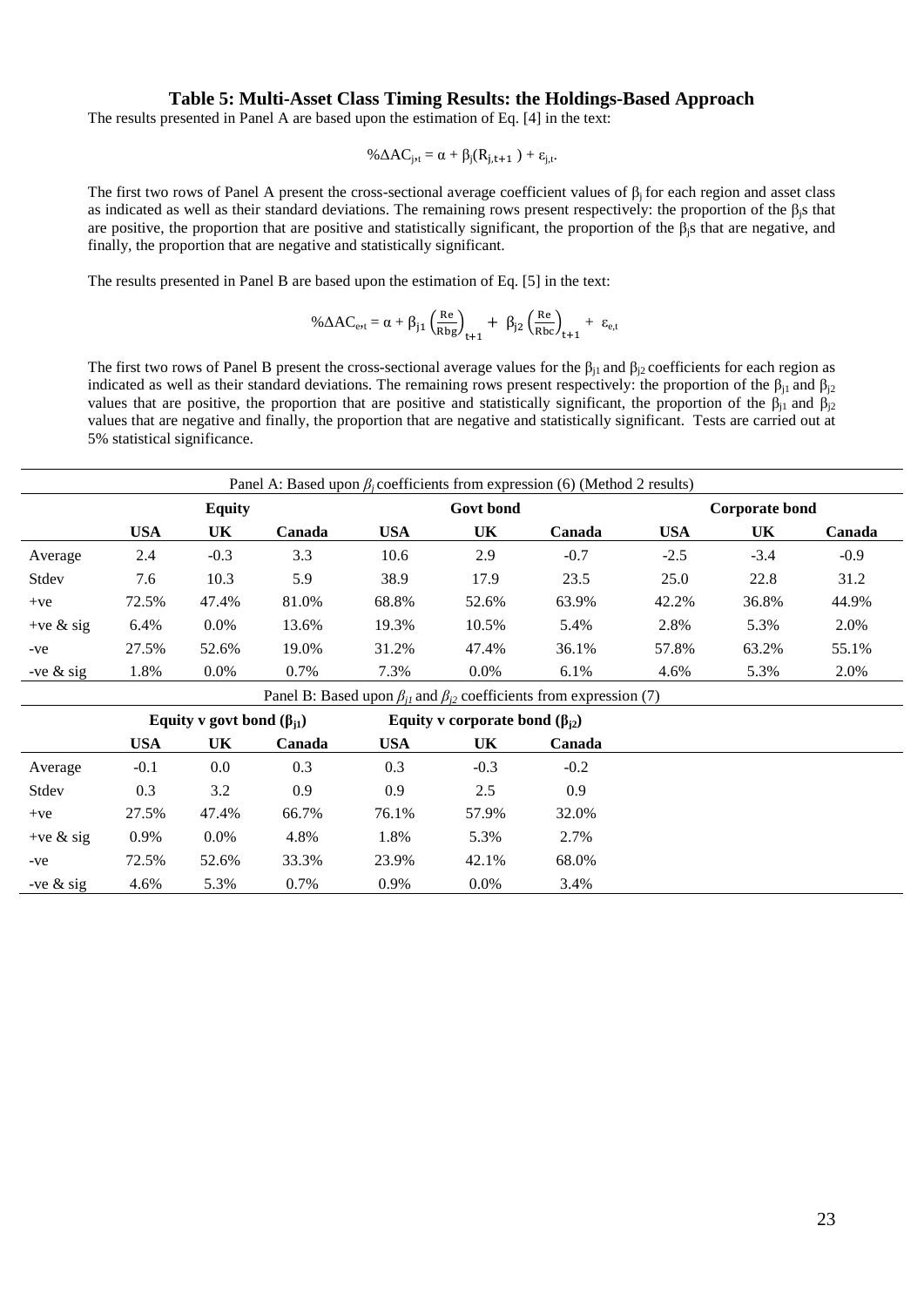### Table 5: Multi-Asset Class Timing Results: the Holdings-Based Approach

The results presented in Panel A are based upon the estimation of Eq. [4] in the text:

$$\%\Delta AC_{j,t} = \alpha + \beta_j(R_{j,t+1}) + \varepsilon_{j,t}.$$

The first two rows of Panel A present the cross-sectional average coefficient values of $\beta_j$ for each region and asset class as indicated as well as their standard deviations. The remaining rows present respectively: the proportion of the $\beta_j$s that are positive, the proportion that are positive and statistically significant, the proportion of the $\beta_j$s that are negative, and finally, the proportion that are negative and statistically significant.

The results presented in Panel B are based upon the estimation of Eq. [5] in the text:

$$\%\Delta AC_{e,t} = \alpha + \beta_{j1}\left(\frac{Re}{Rbg}\right)_{t+1} + \beta_{j2}\left(\frac{Re}{Rbc}\right)_{t+1} + \varepsilon_{e,t}$$

The first two rows of Panel B present the cross-sectional average values for the $\beta_{j1}$ and $\beta_{j2}$ coefficients for each region as indicated as well as their standard deviations. The remaining rows present respectively: the proportion of the $\beta_{j1}$ and $\beta_{j2}$ values that are positive, the proportion that are positive and statistically significant, the proportion of the $\beta_{j1}$ and $\beta_{j2}$ values that are negative and finally, the proportion that are negative and statistically significant. Tests are carried out at 5% statistical significance.

Panel A: Based upon $\beta_j$ coefficients from expression (6) (Method 2 results)

| | **Equity** | | | **Govt bond** | | | **Corporate bond** | | |
|---|---|---|---|---|---|---|---|---|---|
| | **USA** | **UK** | **Canada** | **USA** | **UK** | **Canada** | **USA** | **UK** | **Canada** |
| Average | 2.4 | -0.3 | 3.3 | 10.6 | 2.9 | -0.7 | -2.5 | -3.4 | -0.9 |
| Stdev | 7.6 | 10.3 | 5.9 | 38.9 | 17.9 | 23.5 | 25.0 | 22.8 | 31.2 |
| +ve | 72.5% | 47.4% | 81.0% | 68.8% | 52.6% | 63.9% | 42.2% | 36.8% | 44.9% |
| +ve & sig | 6.4% | 0.0% | 13.6% | 19.3% | 10.5% | 5.4% | 2.8% | 5.3% | 2.0% |
| -ve | 27.5% | 52.6% | 19.0% | 31.2% | 47.4% | 36.1% | 57.8% | 63.2% | 55.1% |
| -ve & sig | 1.8% | 0.0% | 0.7% | 7.3% | 0.0% | 6.1% | 4.6% | 5.3% | 2.0% |

Panel B: Based upon $\beta_{j1}$ and $\beta_{j2}$ coefficients from expression (7)

| | **Equity v govt bond ($\beta_{j1}$)** | | | **Equity v corporate bond ($\beta_{j2}$)** | | |
|---|---|---|---|---|---|---|
| | **USA** | **UK** | **Canada** | **USA** | **UK** | **Canada** |
| Average | -0.1 | 0.0 | 0.3 | 0.3 | -0.3 | -0.2 |
| Stdev | 0.3 | 3.2 | 0.9 | 0.9 | 2.5 | 0.9 |
| +ve | 27.5% | 47.4% | 66.7% | 76.1% | 57.9% | 32.0% |
| +ve & sig | 0.9% | 0.0% | 4.8% | 1.8% | 5.3% | 2.7% |
| -ve | 72.5% | 52.6% | 33.3% | 23.9% | 42.1% | 68.0% |
| -ve & sig | 4.6% | 5.3% | 0.7% | 0.9% | 0.0% | 3.4% |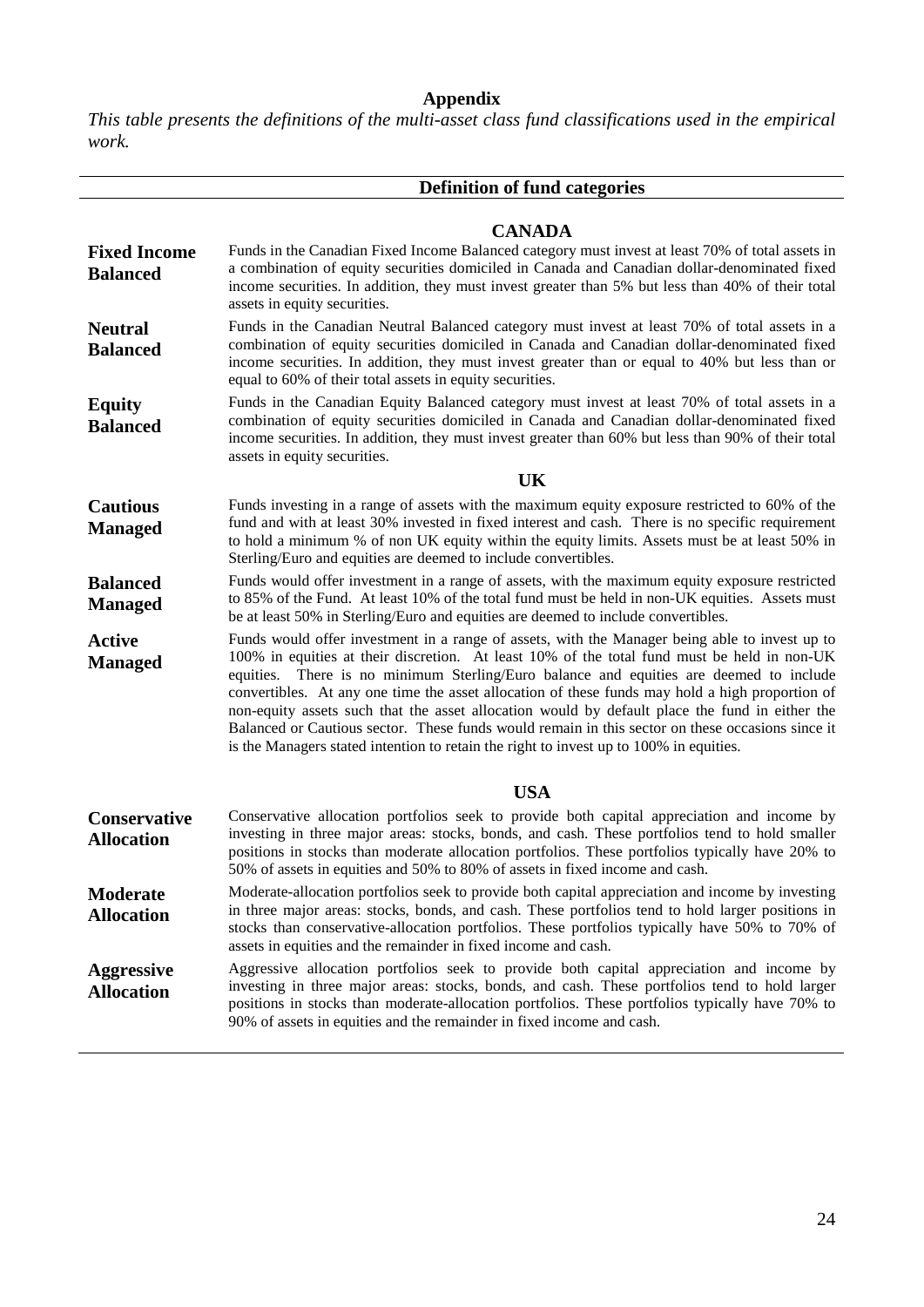## Appendix

*This table presents the definitions of the multi-asset class fund classifications used in the empirical work.*

| | Definition of fund categories |
|---|---|
| | **CANADA** |
| **Fixed Income Balanced** | Funds in the Canadian Fixed Income Balanced category must invest at least 70% of total assets in a combination of equity securities domiciled in Canada and Canadian dollar-denominated fixed income securities. In addition, they must invest greater than 5% but less than 40% of their total assets in equity securities. |
| **Neutral Balanced** | Funds in the Canadian Neutral Balanced category must invest at least 70% of total assets in a combination of equity securities domiciled in Canada and Canadian dollar-denominated fixed income securities. In addition, they must invest greater than or equal to 40% but less than or equal to 60% of their total assets in equity securities. |
| **Equity Balanced** | Funds in the Canadian Equity Balanced category must invest at least 70% of total assets in a combination of equity securities domiciled in Canada and Canadian dollar-denominated fixed income securities. In addition, they must invest greater than 60% but less than 90% of their total assets in equity securities. |
| | **UK** |
| **Cautious Managed** | Funds investing in a range of assets with the maximum equity exposure restricted to 60% of the fund and with at least 30% invested in fixed interest and cash. There is no specific requirement to hold a minimum % of non UK equity within the equity limits. Assets must be at least 50% in Sterling/Euro and equities are deemed to include convertibles. |
| **Balanced Managed** | Funds would offer investment in a range of assets, with the maximum equity exposure restricted to 85% of the Fund. At least 10% of the total fund must be held in non-UK equities. Assets must be at least 50% in Sterling/Euro and equities are deemed to include convertibles. |
| **Active Managed** | Funds would offer investment in a range of assets, with the Manager being able to invest up to 100% in equities at their discretion. At least 10% of the total fund must be held in non-UK equities. There is no minimum Sterling/Euro balance and equities are deemed to include convertibles. At any one time the asset allocation of these funds may hold a high proportion of non-equity assets such that the asset allocation would by default place the fund in either the Balanced or Cautious sector. These funds would remain in this sector on these occasions since it is the Managers stated intention to retain the right to invest up to 100% in equities. |
| | **USA** |
| **Conservative Allocation** | Conservative allocation portfolios seek to provide both capital appreciation and income by investing in three major areas: stocks, bonds, and cash. These portfolios tend to hold smaller positions in stocks than moderate allocation portfolios. These portfolios typically have 20% to 50% of assets in equities and 50% to 80% of assets in fixed income and cash. |
| **Moderate Allocation** | Moderate-allocation portfolios seek to provide both capital appreciation and income by investing in three major areas: stocks, bonds, and cash. These portfolios tend to hold larger positions in stocks than conservative-allocation portfolios. These portfolios typically have 50% to 70% of assets in equities and the remainder in fixed income and cash. |
| **Aggressive Allocation** | Aggressive allocation portfolios seek to provide both capital appreciation and income by investing in three major areas: stocks, bonds, and cash. These portfolios tend to hold larger positions in stocks than moderate-allocation portfolios. These portfolios typically have 70% to 90% of assets in equities and the remainder in fixed income and cash. |